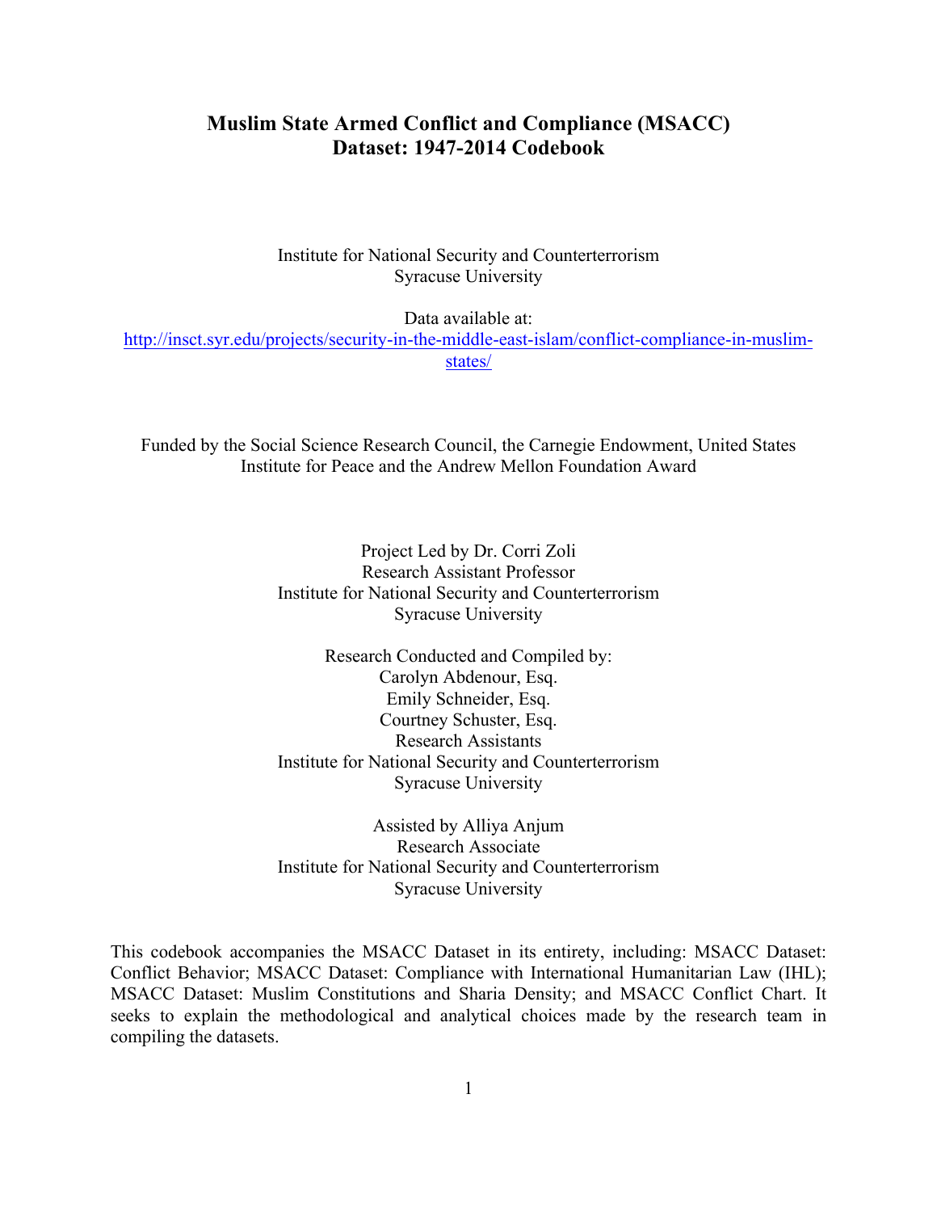# Muslim State Armed Conflict and Compliance (MSACC) Dataset: 1947-2014 Codebook

Institute for National Security and Counterterrorism
Syracuse University

Data available at:
[http://insct.syr.edu/projects/security-in-the-middle-east-islam/conflict-compliance-in-muslim-states/](http://insct.syr.edu/projects/security-in-the-middle-east-islam/conflict-compliance-in-muslim-states/)

Funded by the Social Science Research Council, the Carnegie Endowment, United States Institute for Peace and the Andrew Mellon Foundation Award

Project Led by Dr. Corri Zoli
Research Assistant Professor
Institute for National Security and Counterterrorism
Syracuse University

Research Conducted and Compiled by:
Carolyn Abdenour, Esq.
Emily Schneider, Esq.
Courtney Schuster, Esq.
Research Assistants
Institute for National Security and Counterterrorism
Syracuse University

Assisted by Alliya Anjum
Research Associate
Institute for National Security and Counterterrorism
Syracuse University

This codebook accompanies the MSACC Dataset in its entirety, including: MSACC Dataset: Conflict Behavior; MSACC Dataset: Compliance with International Humanitarian Law (IHL); MSACC Dataset: Muslim Constitutions and Sharia Density; and MSACC Conflict Chart. It seeks to explain the methodological and analytical choices made by the research team in compiling the datasets.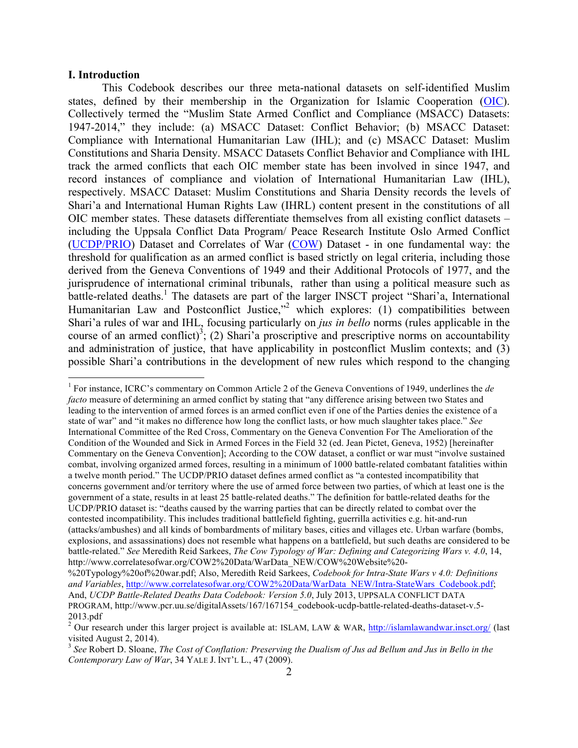## I. Introduction

This Codebook describes our three meta-national datasets on self-identified Muslim states, defined by their membership in the Organization for Islamic Cooperation (OIC). Collectively termed the "Muslim State Armed Conflict and Compliance (MSACC) Datasets: 1947-2014," they include: (a) MSACC Dataset: Conflict Behavior; (b) MSACC Dataset: Compliance with International Humanitarian Law (IHL); and (c) MSACC Dataset: Muslim Constitutions and Sharia Density. MSACC Datasets Conflict Behavior and Compliance with IHL track the armed conflicts that each OIC member state has been involved in since 1947, and record instances of compliance and violation of International Humanitarian Law (IHL), respectively. MSACC Dataset: Muslim Constitutions and Sharia Density records the levels of Shari'a and International Human Rights Law (IHRL) content present in the constitutions of all OIC member states. These datasets differentiate themselves from all existing conflict datasets – including the Uppsala Conflict Data Program/ Peace Research Institute Oslo Armed Conflict (UCDP/PRIO) Dataset and Correlates of War (COW) Dataset - in one fundamental way: the threshold for qualification as an armed conflict is based strictly on legal criteria, including those derived from the Geneva Conventions of 1949 and their Additional Protocols of 1977, and the jurisprudence of international criminal tribunals, rather than using a political measure such as battle-related deaths.[1] The datasets are part of the larger INSCT project "Shari'a, International Humanitarian Law and Postconflict Justice,"[2] which explores: (1) compatibilities between Shari'a rules of war and IHL, focusing particularly on *jus in bello* norms (rules applicable in the course of an armed conflict)[3]; (2) Shari'a proscriptive and prescriptive norms on accountability and administration of justice, that have applicability in postconflict Muslim contexts; and (3) possible Shari'a contributions in the development of new rules which respond to the changing

---

[1] For instance, ICRC's commentary on Common Article 2 of the Geneva Conventions of 1949, underlines the *de facto* measure of determining an armed conflict by stating that "any difference arising between two States and leading to the intervention of armed forces is an armed conflict even if one of the Parties denies the existence of a state of war" and "it makes no difference how long the conflict lasts, or how much slaughter takes place." *See* International Committee of the Red Cross, Commentary on the Geneva Convention For The Amelioration of the Condition of the Wounded and Sick in Armed Forces in the Field 32 (ed. Jean Pictet, Geneva, 1952) [hereinafter Commentary on the Geneva Convention]; According to the COW dataset, a conflict or war must "involve sustained combat, involving organized armed forces, resulting in a minimum of 1000 battle-related combatant fatalities within a twelve month period." The UCDP/PRIO dataset defines armed conflict as "a contested incompatibility that concerns government and/or territory where the use of armed force between two parties, of which at least one is the government of a state, results in at least 25 battle-related deaths." The definition for battle-related deaths for the UCDP/PRIO dataset is: "deaths caused by the warring parties that can be directly related to combat over the contested incompatibility. This includes traditional battlefield fighting, guerrilla activities e.g. hit-and-run (attacks/ambushes) and all kinds of bombardments of military bases, cities and villages etc. Urban warfare (bombs, explosions, and assassinations) does not resemble what happens on a battlefield, but such deaths are considered to be battle-related." *See* Meredith Reid Sarkees, *The Cow Typology of War: Defining and Categorizing Wars v. 4.0*, 14, http://www.correlatesofwar.org/COW2%20Data/WarData_NEW/COW%20Website%20-%20Typology%20of%20war.pdf; Also, Meredith Reid Sarkees, *Codebook for Intra-State Wars v 4.0: Definitions and Variables*, http://www.correlatesofwar.org/COW2%20Data/WarData_NEW/Intra-StateWars_Codebook.pdf; And, *UCDP Battle-Related Deaths Data Codebook: Version 5.0*, July 2013, UPPSALA CONFLICT DATA PROGRAM, http://www.pcr.uu.se/digitalAssets/167/167154_codebook-ucdp-battle-related-deaths-dataset-v.5-2013.pdf

[2] Our research under this larger project is available at: ISLAM, LAW & WAR, http://islamlawandwar.insct.org/ (last visited August 2, 2014).

[3] *See* Robert D. Sloane, *The Cost of Conflation: Preserving the Dualism of Jus ad Bellum and Jus in Bello in the Contemporary Law of War*, 34 YALE J. INT'L L., 47 (2009).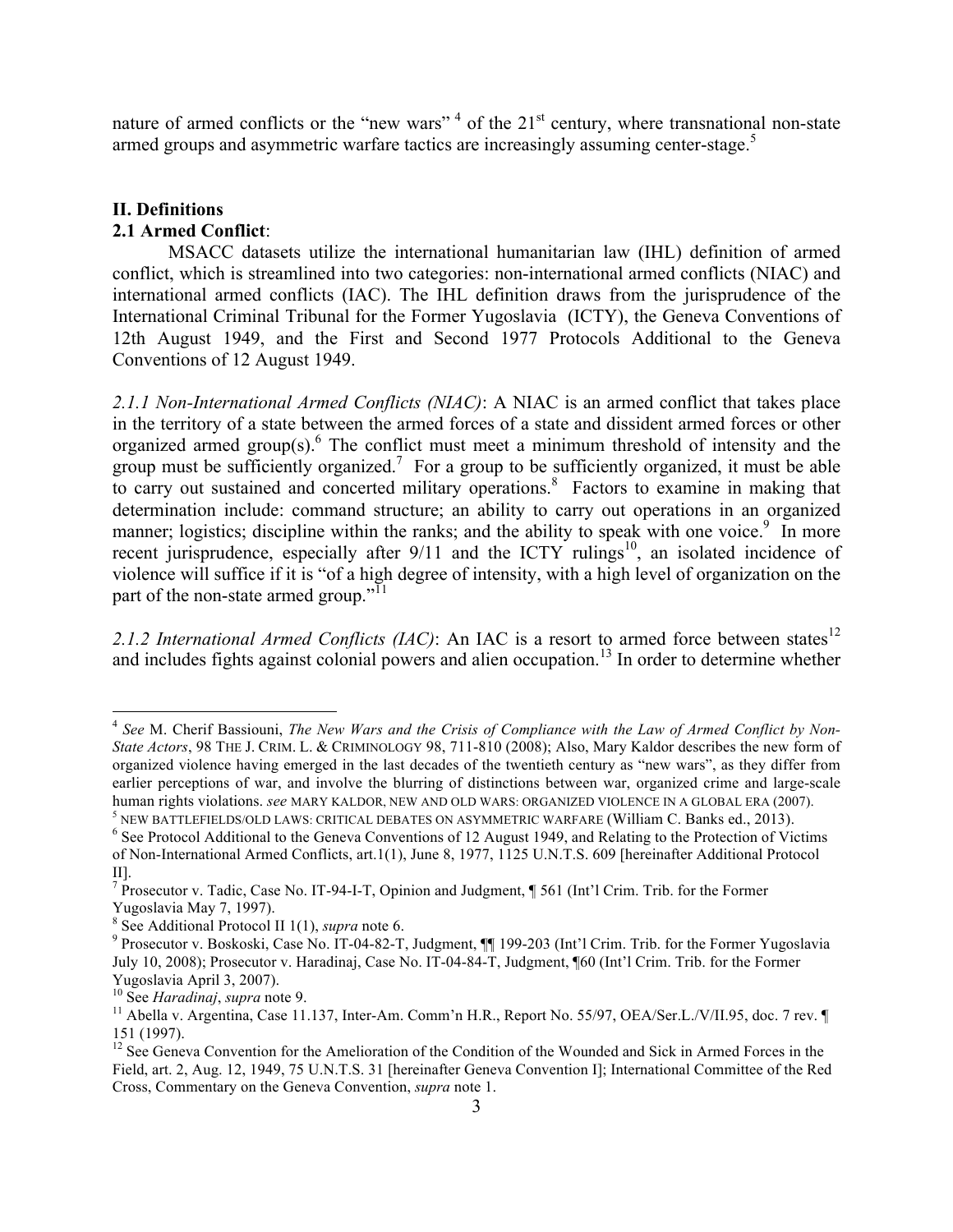nature of armed conflicts or the "new wars" [4] of the 21st century, where transnational non-state armed groups and asymmetric warfare tactics are increasingly assuming center-stage.[5]

## II. Definitions

### 2.1 Armed Conflict:

MSACC datasets utilize the international humanitarian law (IHL) definition of armed conflict, which is streamlined into two categories: non-international armed conflicts (NIAC) and international armed conflicts (IAC). The IHL definition draws from the jurisprudence of the International Criminal Tribunal for the Former Yugoslavia (ICTY), the Geneva Conventions of 12th August 1949, and the First and Second 1977 Protocols Additional to the Geneva Conventions of 12 August 1949.

*2.1.1 Non-International Armed Conflicts (NIAC)*: A NIAC is an armed conflict that takes place in the territory of a state between the armed forces of a state and dissident armed forces or other organized armed group(s).[6] The conflict must meet a minimum threshold of intensity and the group must be sufficiently organized.[7] For a group to be sufficiently organized, it must be able to carry out sustained and concerted military operations.[8] Factors to examine in making that determination include: command structure; an ability to carry out operations in an organized manner; logistics; discipline within the ranks; and the ability to speak with one voice.[9] In more recent jurisprudence, especially after 9/11 and the ICTY rulings[10], an isolated incidence of violence will suffice if it is "of a high degree of intensity, with a high level of organization on the part of the non-state armed group."[11]

*2.1.2 International Armed Conflicts (IAC)*: An IAC is a resort to armed force between states[12] and includes fights against colonial powers and alien occupation.[13] In order to determine whether

---

[4] *See* M. Cherif Bassiouni, *The New Wars and the Crisis of Compliance with the Law of Armed Conflict by Non-State Actors*, 98 THE J. CRIM. L. & CRIMINOLOGY 98, 711-810 (2008); Also, Mary Kaldor describes the new form of organized violence having emerged in the last decades of the twentieth century as "new wars", as they differ from earlier perceptions of war, and involve the blurring of distinctions between war, organized crime and large-scale human rights violations. *see* MARY KALDOR, NEW AND OLD WARS: ORGANIZED VIOLENCE IN A GLOBAL ERA (2007).

[5] NEW BATTLEFIELDS/OLD LAWS: CRITICAL DEBATES ON ASYMMETRIC WARFARE (William C. Banks ed., 2013).

[6] See Protocol Additional to the Geneva Conventions of 12 August 1949, and Relating to the Protection of Victims of Non-International Armed Conflicts, art.1(1), June 8, 1977, 1125 U.N.T.S. 609 [hereinafter Additional Protocol II].

[7] Prosecutor v. Tadic, Case No. IT-94-I-T, Opinion and Judgment, ¶ 561 (Int'l Crim. Trib. for the Former Yugoslavia May 7, 1997).

[8] See Additional Protocol II 1(1), *supra* note 6.

[9] Prosecutor v. Boskoski, Case No. IT-04-82-T, Judgment, ¶¶ 199-203 (Int'l Crim. Trib. for the Former Yugoslavia July 10, 2008); Prosecutor v. Haradinaj, Case No. IT-04-84-T, Judgment, ¶60 (Int'l Crim. Trib. for the Former Yugoslavia April 3, 2007).

[10] See *Haradinaj*, *supra* note 9.

[11] Abella v. Argentina, Case 11.137, Inter-Am. Comm'n H.R., Report No. 55/97, OEA/Ser.L./V/II.95, doc. 7 rev. ¶ 151 (1997).

[12] See Geneva Convention for the Amelioration of the Condition of the Wounded and Sick in Armed Forces in the Field, art. 2, Aug. 12, 1949, 75 U.N.T.S. 31 [hereinafter Geneva Convention I]; International Committee of the Red Cross, Commentary on the Geneva Convention, *supra* note 1.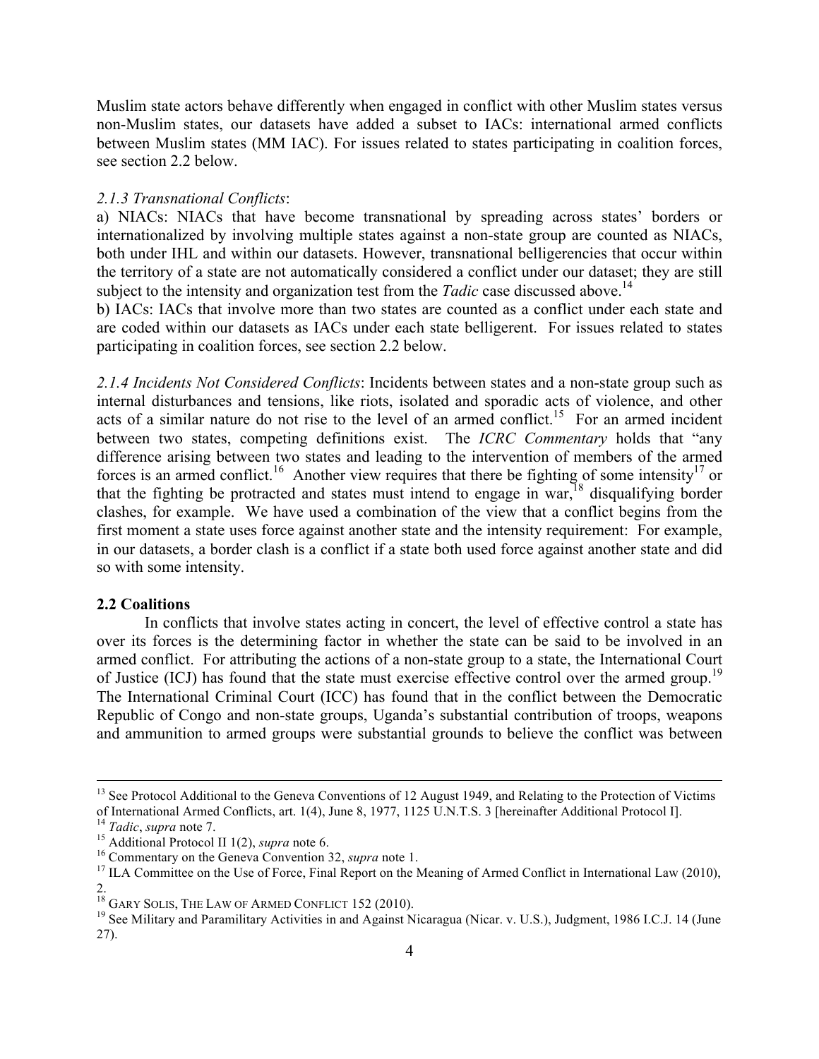Muslim state actors behave differently when engaged in conflict with other Muslim states versus non-Muslim states, our datasets have added a subset to IACs: international armed conflicts between Muslim states (MM IAC). For issues related to states participating in coalition forces, see section 2.2 below.

*2.1.3 Transnational Conflicts*:

a) NIACs: NIACs that have become transnational by spreading across states' borders or internationalized by involving multiple states against a non-state group are counted as NIACs, both under IHL and within our datasets. However, transnational belligerencies that occur within the territory of a state are not automatically considered a conflict under our dataset; they are still subject to the intensity and organization test from the *Tadic* case discussed above.[14]

b) IACs: IACs that involve more than two states are counted as a conflict under each state and are coded within our datasets as IACs under each state belligerent. For issues related to states participating in coalition forces, see section 2.2 below.

*2.1.4 Incidents Not Considered Conflicts*: Incidents between states and a non-state group such as internal disturbances and tensions, like riots, isolated and sporadic acts of violence, and other acts of a similar nature do not rise to the level of an armed conflict.[15] For an armed incident between two states, competing definitions exist. The *ICRC Commentary* holds that "any difference arising between two states and leading to the intervention of members of the armed forces is an armed conflict.[16] Another view requires that there be fighting of some intensity[17] or that the fighting be protracted and states must intend to engage in war,[18] disqualifying border clashes, for example. We have used a combination of the view that a conflict begins from the first moment a state uses force against another state and the intensity requirement: For example, in our datasets, a border clash is a conflict if a state both used force against another state and did so with some intensity.

## 2.2 Coalitions

In conflicts that involve states acting in concert, the level of effective control a state has over its forces is the determining factor in whether the state can be said to be involved in an armed conflict. For attributing the actions of a non-state group to a state, the International Court of Justice (ICJ) has found that the state must exercise effective control over the armed group.[19] The International Criminal Court (ICC) has found that in the conflict between the Democratic Republic of Congo and non-state groups, Uganda's substantial contribution of troops, weapons and ammunition to armed groups were substantial grounds to believe the conflict was between

---

[13] See Protocol Additional to the Geneva Conventions of 12 August 1949, and Relating to the Protection of Victims of International Armed Conflicts, art. 1(4), June 8, 1977, 1125 U.N.T.S. 3 [hereinafter Additional Protocol I].

[14] *Tadic*, *supra* note 7.

[15] Additional Protocol II 1(2), *supra* note 6.

[16] Commentary on the Geneva Convention 32, *supra* note 1.

[17] ILA Committee on the Use of Force, Final Report on the Meaning of Armed Conflict in International Law (2010), 2.

[18] Gary Solis, The Law of Armed Conflict 152 (2010).

[19] See Military and Paramilitary Activities in and Against Nicaragua (Nicar. v. U.S.), Judgment, 1986 I.C.J. 14 (June 27).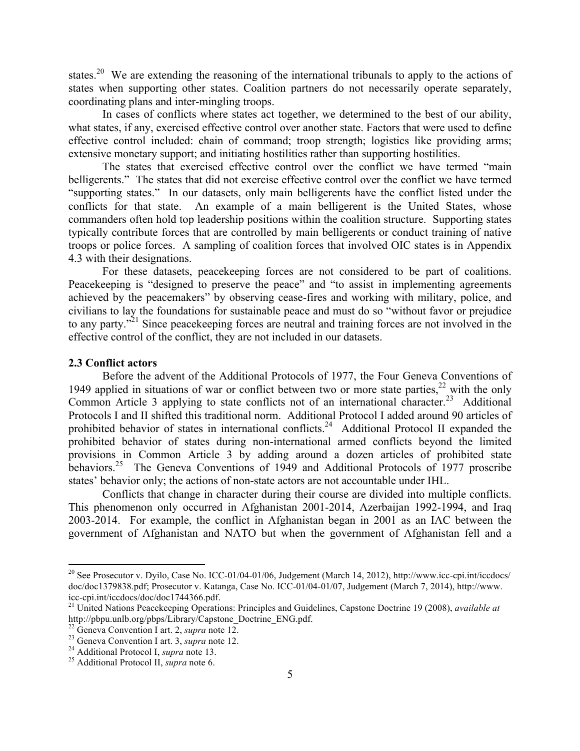states.[20] We are extending the reasoning of the international tribunals to apply to the actions of states when supporting other states. Coalition partners do not necessarily operate separately, coordinating plans and inter-mingling troops.

In cases of conflicts where states act together, we determined to the best of our ability, what states, if any, exercised effective control over another state. Factors that were used to define effective control included: chain of command; troop strength; logistics like providing arms; extensive monetary support; and initiating hostilities rather than supporting hostilities.

The states that exercised effective control over the conflict we have termed "main belligerents." The states that did not exercise effective control over the conflict we have termed "supporting states." In our datasets, only main belligerents have the conflict listed under the conflicts for that state. An example of a main belligerent is the United States, whose commanders often hold top leadership positions within the coalition structure. Supporting states typically contribute forces that are controlled by main belligerents or conduct training of native troops or police forces. A sampling of coalition forces that involved OIC states is in Appendix 4.3 with their designations.

For these datasets, peacekeeping forces are not considered to be part of coalitions. Peacekeeping is "designed to preserve the peace" and "to assist in implementing agreements achieved by the peacemakers" by observing cease-fires and working with military, police, and civilians to lay the foundations for sustainable peace and must do so "without favor or prejudice to any party."[21] Since peacekeeping forces are neutral and training forces are not involved in the effective control of the conflict, they are not included in our datasets.

## 2.3 Conflict actors

Before the advent of the Additional Protocols of 1977, the Four Geneva Conventions of 1949 applied in situations of war or conflict between two or more state parties,[22] with the only Common Article 3 applying to state conflicts not of an international character.[23] Additional Protocols I and II shifted this traditional norm. Additional Protocol I added around 90 articles of prohibited behavior of states in international conflicts.[24] Additional Protocol II expanded the prohibited behavior of states during non-international armed conflicts beyond the limited provisions in Common Article 3 by adding around a dozen articles of prohibited state behaviors.[25] The Geneva Conventions of 1949 and Additional Protocols of 1977 proscribe states' behavior only; the actions of non-state actors are not accountable under IHL.

Conflicts that change in character during their course are divided into multiple conflicts. This phenomenon only occurred in Afghanistan 2001-2014, Azerbaijan 1992-1994, and Iraq 2003-2014. For example, the conflict in Afghanistan began in 2001 as an IAC between the government of Afghanistan and NATO but when the government of Afghanistan fell and a

---

[20] See Prosecutor v. Dyilo, Case No. ICC-01/04-01/06, Judgement (March 14, 2012), http://www.icc-cpi.int/iccdocs/doc/doc1379838.pdf; Prosecutor v. Katanga, Case No. ICC-01/04-01/07, Judgement (March 7, 2014), http://www.icc-cpi.int/iccdocs/doc/doc1744366.pdf.

[21] United Nations Peacekeeping Operations: Principles and Guidelines, Capstone Doctrine 19 (2008), *available at* http://pbpu.unlb.org/pbps/Library/Capstone_Doctrine_ENG.pdf.

[22] Geneva Convention I art. 2, *supra* note 12.

[23] Geneva Convention I art. 3, *supra* note 12.

[24] Additional Protocol I, *supra* note 13.

[25] Additional Protocol II, *supra* note 6.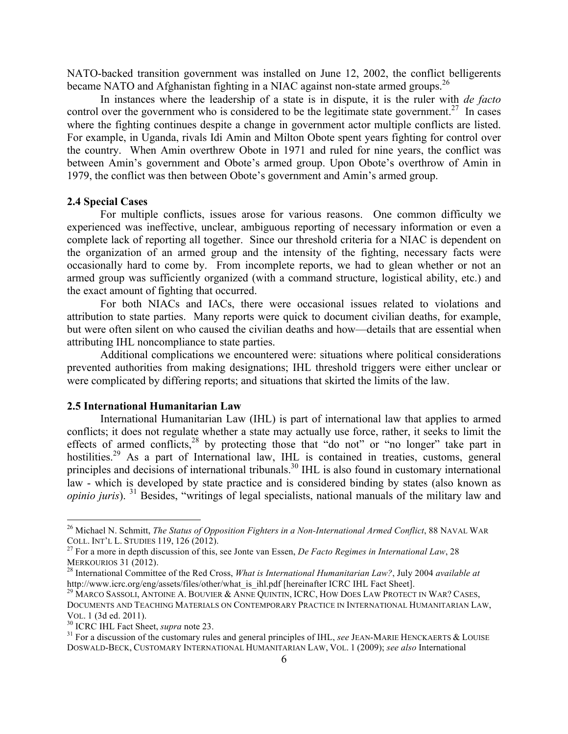NATO-backed transition government was installed on June 12, 2002, the conflict belligerents became NATO and Afghanistan fighting in a NIAC against non-state armed groups.[26]

In instances where the leadership of a state is in dispute, it is the ruler with *de facto* control over the government who is considered to be the legitimate state government.[27] In cases where the fighting continues despite a change in government actor multiple conflicts are listed. For example, in Uganda, rivals Idi Amin and Milton Obote spent years fighting for control over the country. When Amin overthrew Obote in 1971 and ruled for nine years, the conflict was between Amin's government and Obote's armed group. Upon Obote's overthrow of Amin in 1979, the conflict was then between Obote's government and Amin's armed group.

### 2.4 Special Cases

For multiple conflicts, issues arose for various reasons. One common difficulty we experienced was ineffective, unclear, ambiguous reporting of necessary information or even a complete lack of reporting all together. Since our threshold criteria for a NIAC is dependent on the organization of an armed group and the intensity of the fighting, necessary facts were occasionally hard to come by. From incomplete reports, we had to glean whether or not an armed group was sufficiently organized (with a command structure, logistical ability, etc.) and the exact amount of fighting that occurred.

For both NIACs and IACs, there were occasional issues related to violations and attribution to state parties. Many reports were quick to document civilian deaths, for example, but were often silent on who caused the civilian deaths and how—details that are essential when attributing IHL noncompliance to state parties.

Additional complications we encountered were: situations where political considerations prevented authorities from making designations; IHL threshold triggers were either unclear or were complicated by differing reports; and situations that skirted the limits of the law.

### 2.5 International Humanitarian Law

International Humanitarian Law (IHL) is part of international law that applies to armed conflicts; it does not regulate whether a state may actually use force, rather, it seeks to limit the effects of armed conflicts,[28] by protecting those that "do not" or "no longer" take part in hostilities.[29] As a part of International law, IHL is contained in treaties, customs, general principles and decisions of international tribunals.[30] IHL is also found in customary international law - which is developed by state practice and is considered binding by states (also known as *opinio juris*). [31] Besides, "writings of legal specialists, national manuals of the military law and

---

[26] Michael N. Schmitt, *The Status of Opposition Fighters in a Non-International Armed Conflict*, 88 NAVAL WAR COLL. INT'L L. STUDIES 119, 126 (2012).

[27] For a more in depth discussion of this, see Jonte van Essen, *De Facto Regimes in International Law*, 28 MERKOURIOS 31 (2012).

[28] International Committee of the Red Cross, *What is International Humanitarian Law?*, July 2004 *available at* http://www.icrc.org/eng/assets/files/other/what_is_ihl.pdf [hereinafter ICRC IHL Fact Sheet].

[29] MARCO SASSOLI, ANTOINE A. BOUVIER & ANNE QUINTIN, ICRC, HOW DOES LAW PROTECT IN WAR? CASES, DOCUMENTS AND TEACHING MATERIALS ON CONTEMPORARY PRACTICE IN INTERNATIONAL HUMANITARIAN LAW, VOL. 1 (3d ed. 2011).

[30] ICRC IHL Fact Sheet, *supra* note 23.

[31] For a discussion of the customary rules and general principles of IHL, *see* JEAN-MARIE HENCKAERTS & LOUISE DOSWALD-BECK, CUSTOMARY INTERNATIONAL HUMANITARIAN LAW, VOL. 1 (2009); *see also* International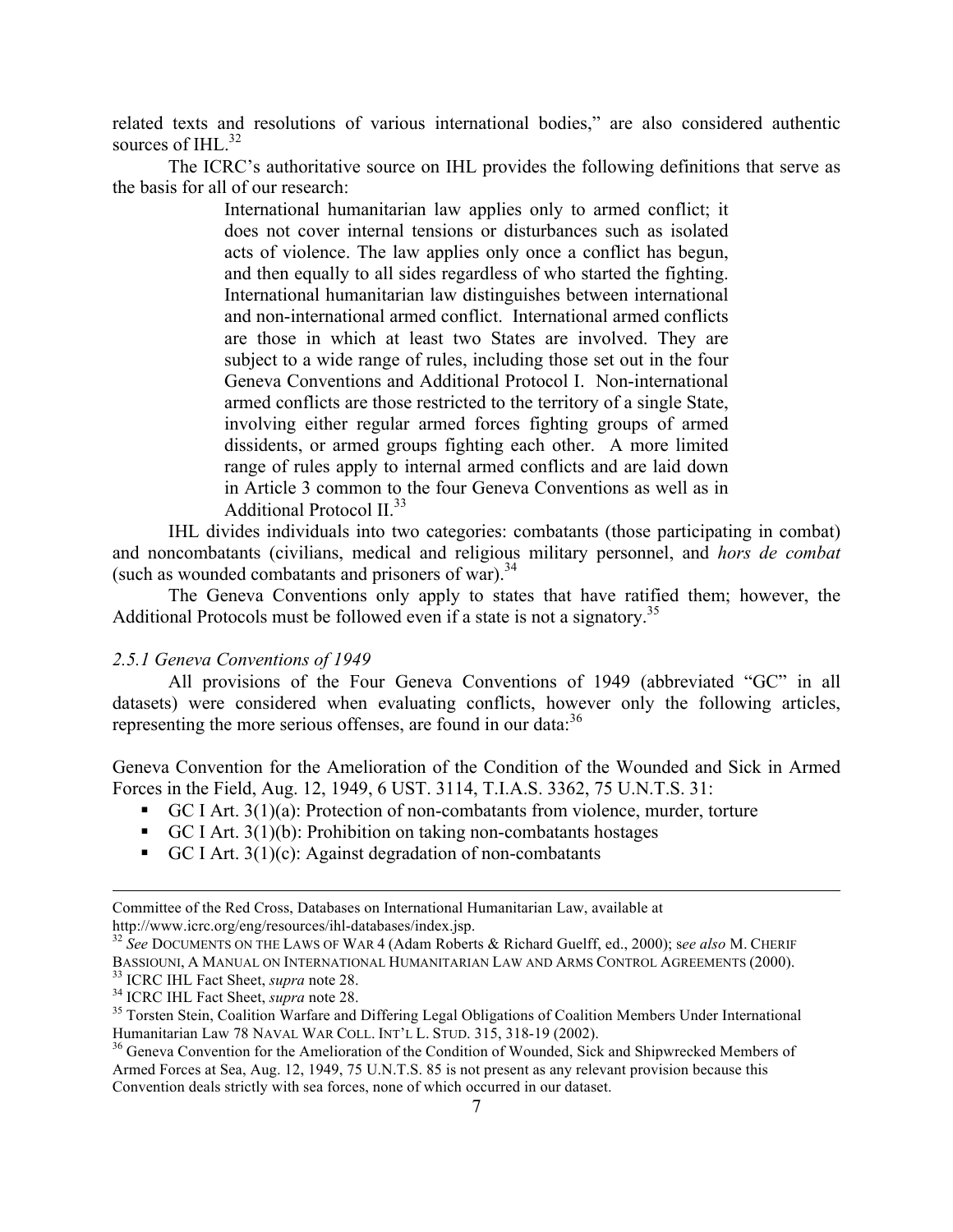related texts and resolutions of various international bodies," are also considered authentic sources of IHL.[32]

The ICRC's authoritative source on IHL provides the following definitions that serve as the basis for all of our research:

> International humanitarian law applies only to armed conflict; it does not cover internal tensions or disturbances such as isolated acts of violence. The law applies only once a conflict has begun, and then equally to all sides regardless of who started the fighting. International humanitarian law distinguishes between international and non-international armed conflict. International armed conflicts are those in which at least two States are involved. They are subject to a wide range of rules, including those set out in the four Geneva Conventions and Additional Protocol I. Non-international armed conflicts are those restricted to the territory of a single State, involving either regular armed forces fighting groups of armed dissidents, or armed groups fighting each other. A more limited range of rules apply to internal armed conflicts and are laid down in Article 3 common to the four Geneva Conventions as well as in Additional Protocol II.[33]

IHL divides individuals into two categories: combatants (those participating in combat) and noncombatants (civilians, medical and religious military personnel, and *hors de combat* (such as wounded combatants and prisoners of war).[34]

The Geneva Conventions only apply to states that have ratified them; however, the Additional Protocols must be followed even if a state is not a signatory.[35]

### *2.5.1 Geneva Conventions of 1949*

All provisions of the Four Geneva Conventions of 1949 (abbreviated "GC" in all datasets) were considered when evaluating conflicts, however only the following articles, representing the more serious offenses, are found in our data:[36]

Geneva Convention for the Amelioration of the Condition of the Wounded and Sick in Armed Forces in the Field, Aug. 12, 1949, 6 UST. 3114, T.I.A.S. 3362, 75 U.N.T.S. 31:

- GC I Art. 3(1)(a): Protection of non-combatants from violence, murder, torture
- GC I Art. 3(1)(b): Prohibition on taking non-combatants hostages
- GC I Art. 3(1)(c): Against degradation of non-combatants

---

Committee of the Red Cross, Databases on International Humanitarian Law, available at http://www.icrc.org/eng/resources/ihl-databases/index.jsp.

[32] *See* DOCUMENTS ON THE LAWS OF WAR 4 (Adam Roberts & Richard Guelff, ed., 2000); s*ee also* M. CHERIF BASSIOUNI, A MANUAL ON INTERNATIONAL HUMANITARIAN LAW AND ARMS CONTROL AGREEMENTS (2000).

[33] ICRC IHL Fact Sheet, *supra* note 28.

[34] ICRC IHL Fact Sheet, *supra* note 28.

[35] Torsten Stein, Coalition Warfare and Differing Legal Obligations of Coalition Members Under International Humanitarian Law 78 NAVAL WAR COLL. INT'L L. STUD. 315, 318-19 (2002).

[36] Geneva Convention for the Amelioration of the Condition of Wounded, Sick and Shipwrecked Members of Armed Forces at Sea, Aug. 12, 1949, 75 U.N.T.S. 85 is not present as any relevant provision because this Convention deals strictly with sea forces, none of which occurred in our dataset.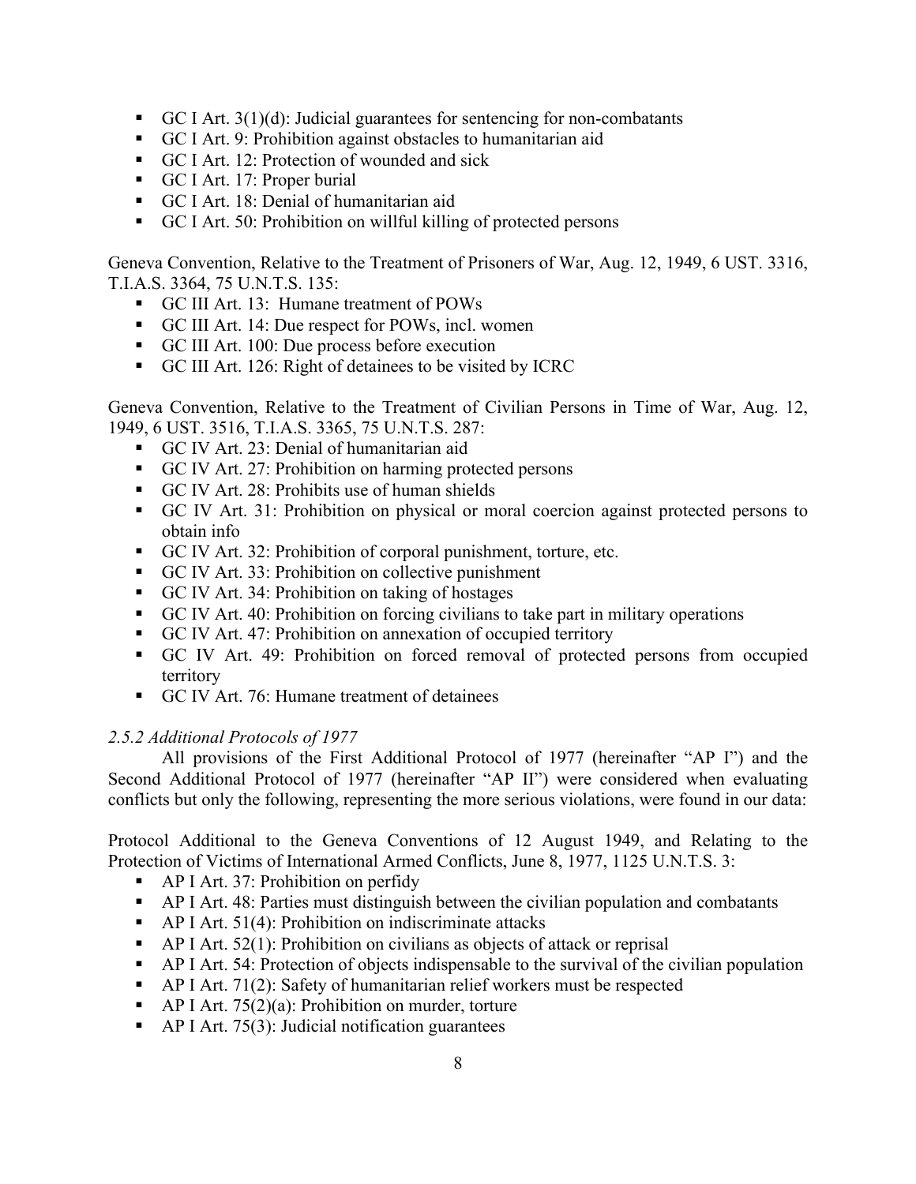- GC I Art. 3(1)(d): Judicial guarantees for sentencing for non-combatants
- GC I Art. 9: Prohibition against obstacles to humanitarian aid
- GC I Art. 12: Protection of wounded and sick
- GC I Art. 17: Proper burial
- GC I Art. 18: Denial of humanitarian aid
- GC I Art. 50: Prohibition on willful killing of protected persons

Geneva Convention, Relative to the Treatment of Prisoners of War, Aug. 12, 1949, 6 UST. 3316, T.I.A.S. 3364, 75 U.N.T.S. 135:

- GC III Art. 13: Humane treatment of POWs
- GC III Art. 14: Due respect for POWs, incl. women
- GC III Art. 100: Due process before execution
- GC III Art. 126: Right of detainees to be visited by ICRC

Geneva Convention, Relative to the Treatment of Civilian Persons in Time of War, Aug. 12, 1949, 6 UST. 3516, T.I.A.S. 3365, 75 U.N.T.S. 287:

- GC IV Art. 23: Denial of humanitarian aid
- GC IV Art. 27: Prohibition on harming protected persons
- GC IV Art. 28: Prohibits use of human shields
- GC IV Art. 31: Prohibition on physical or moral coercion against protected persons to obtain info
- GC IV Art. 32: Prohibition of corporal punishment, torture, etc.
- GC IV Art. 33: Prohibition on collective punishment
- GC IV Art. 34: Prohibition on taking of hostages
- GC IV Art. 40: Prohibition on forcing civilians to take part in military operations
- GC IV Art. 47: Prohibition on annexation of occupied territory
- GC IV Art. 49: Prohibition on forced removal of protected persons from occupied territory
- GC IV Art. 76: Humane treatment of detainees

### *2.5.2 Additional Protocols of 1977*

All provisions of the First Additional Protocol of 1977 (hereinafter "AP I") and the Second Additional Protocol of 1977 (hereinafter "AP II") were considered when evaluating conflicts but only the following, representing the more serious violations, were found in our data:

Protocol Additional to the Geneva Conventions of 12 August 1949, and Relating to the Protection of Victims of International Armed Conflicts, June 8, 1977, 1125 U.N.T.S. 3:

- AP I Art. 37: Prohibition on perfidy
- AP I Art. 48: Parties must distinguish between the civilian population and combatants
- AP I Art. 51(4): Prohibition on indiscriminate attacks
- AP I Art. 52(1): Prohibition on civilians as objects of attack or reprisal
- AP I Art. 54: Protection of objects indispensable to the survival of the civilian population
- AP I Art. 71(2): Safety of humanitarian relief workers must be respected
- AP I Art. 75(2)(a): Prohibition on murder, torture
- AP I Art. 75(3): Judicial notification guarantees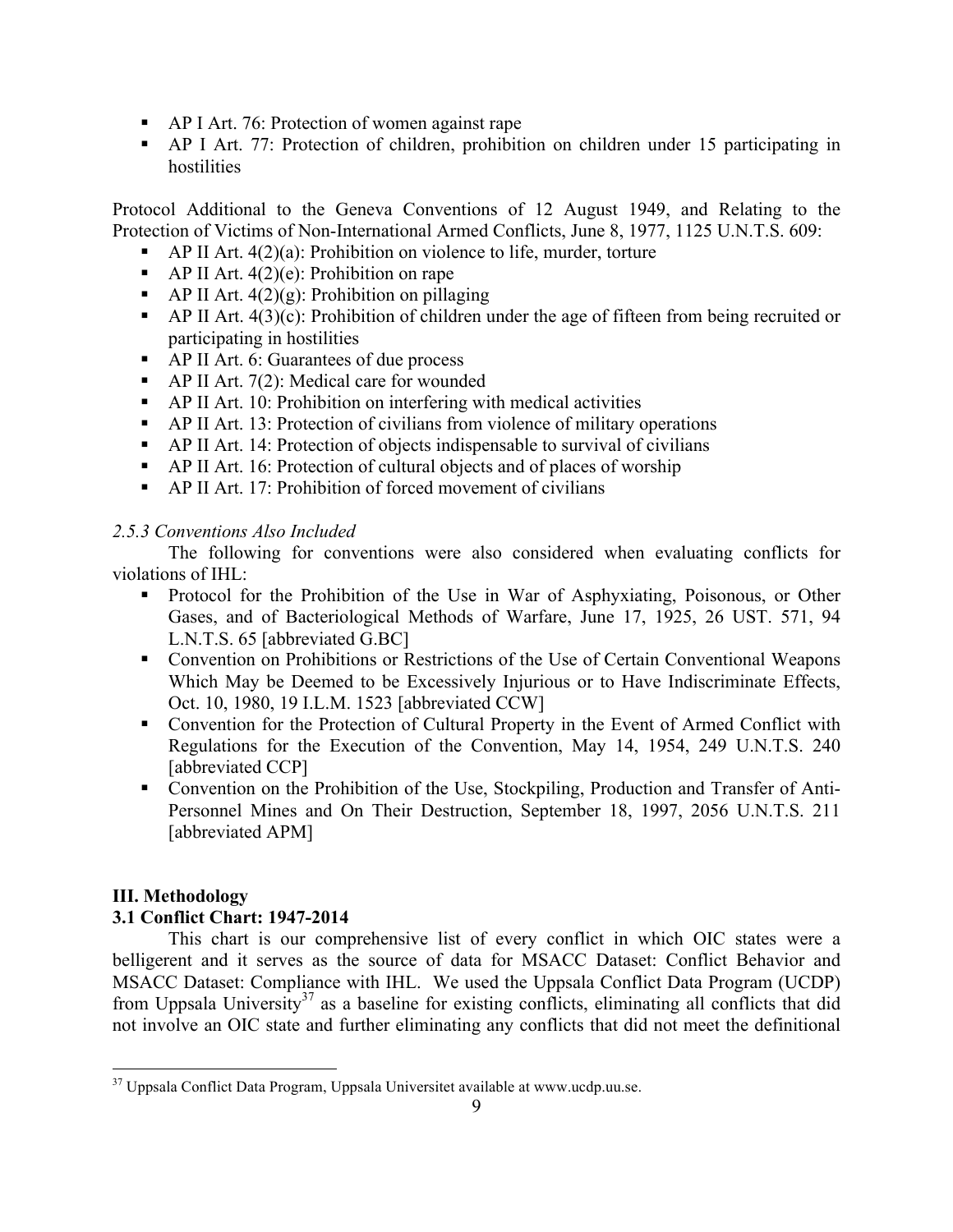- AP I Art. 76: Protection of women against rape
- AP I Art. 77: Protection of children, prohibition on children under 15 participating in hostilities

Protocol Additional to the Geneva Conventions of 12 August 1949, and Relating to the Protection of Victims of Non-International Armed Conflicts, June 8, 1977, 1125 U.N.T.S. 609:

- AP II Art. 4(2)(a): Prohibition on violence to life, murder, torture
- AP II Art. 4(2)(e): Prohibition on rape
- AP II Art. 4(2)(g): Prohibition on pillaging
- AP II Art. 4(3)(c): Prohibition of children under the age of fifteen from being recruited or participating in hostilities
- AP II Art. 6: Guarantees of due process
- AP II Art. 7(2): Medical care for wounded
- AP II Art. 10: Prohibition on interfering with medical activities
- AP II Art. 13: Protection of civilians from violence of military operations
- AP II Art. 14: Protection of objects indispensable to survival of civilians
- AP II Art. 16: Protection of cultural objects and of places of worship
- AP II Art. 17: Prohibition of forced movement of civilians

*2.5.3 Conventions Also Included*

The following for conventions were also considered when evaluating conflicts for violations of IHL:

- Protocol for the Prohibition of the Use in War of Asphyxiating, Poisonous, or Other Gases, and of Bacteriological Methods of Warfare, June 17, 1925, 26 UST. 571, 94 L.N.T.S. 65 [abbreviated G.BC]
- Convention on Prohibitions or Restrictions of the Use of Certain Conventional Weapons Which May be Deemed to be Excessively Injurious or to Have Indiscriminate Effects, Oct. 10, 1980, 19 I.L.M. 1523 [abbreviated CCW]
- Convention for the Protection of Cultural Property in the Event of Armed Conflict with Regulations for the Execution of the Convention, May 14, 1954, 249 U.N.T.S. 240 [abbreviated CCP]
- Convention on the Prohibition of the Use, Stockpiling, Production and Transfer of Anti-Personnel Mines and On Their Destruction, September 18, 1997, 2056 U.N.T.S. 211 [abbreviated APM]

## III. Methodology

### 3.1 Conflict Chart: 1947-2014

This chart is our comprehensive list of every conflict in which OIC states were a belligerent and it serves as the source of data for MSACC Dataset: Conflict Behavior and MSACC Dataset: Compliance with IHL. We used the Uppsala Conflict Data Program (UCDP) from Uppsala University[37] as a baseline for existing conflicts, eliminating all conflicts that did not involve an OIC state and further eliminating any conflicts that did not meet the definitional

[37] Uppsala Conflict Data Program, Uppsala Universitet available at www.ucdp.uu.se.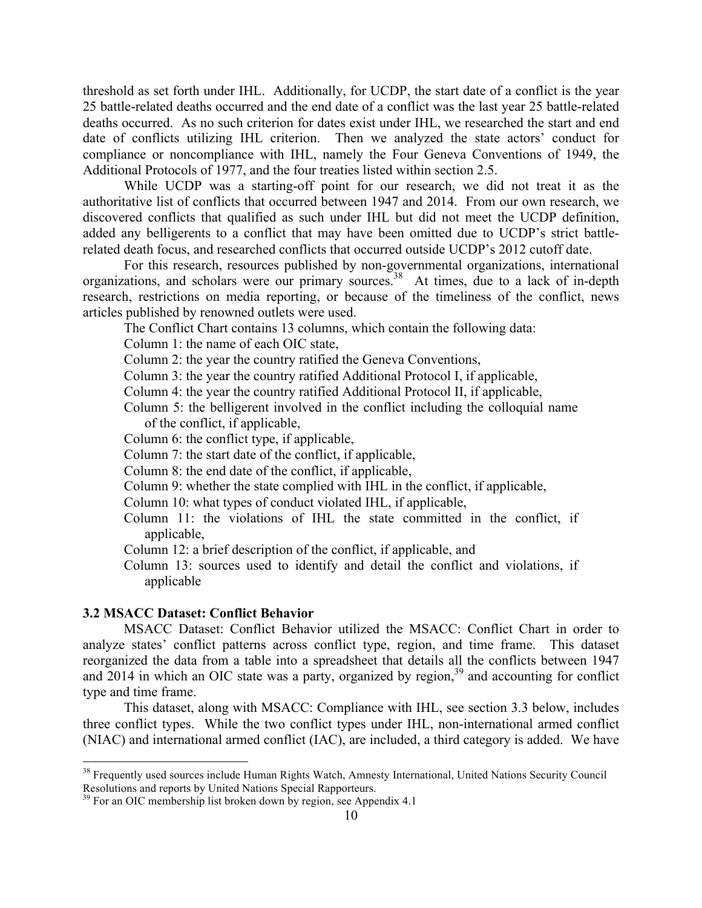threshold as set forth under IHL. Additionally, for UCDP, the start date of a conflict is the year 25 battle-related deaths occurred and the end date of a conflict was the last year 25 battle-related deaths occurred. As no such criterion for dates exist under IHL, we researched the start and end date of conflicts utilizing IHL criterion. Then we analyzed the state actors' conduct for compliance or noncompliance with IHL, namely the Four Geneva Conventions of 1949, the Additional Protocols of 1977, and the four treaties listed within section 2.5.

While UCDP was a starting-off point for our research, we did not treat it as the authoritative list of conflicts that occurred between 1947 and 2014. From our own research, we discovered conflicts that qualified as such under IHL but did not meet the UCDP definition, added any belligerents to a conflict that may have been omitted due to UCDP's strict battle-related death focus, and researched conflicts that occurred outside UCDP's 2012 cutoff date.

For this research, resources published by non-governmental organizations, international organizations, and scholars were our primary sources.[38] At times, due to a lack of in-depth research, restrictions on media reporting, or because of the timeliness of the conflict, news articles published by renowned outlets were used.

The Conflict Chart contains 13 columns, which contain the following data:

- Column 1: the name of each OIC state,
- Column 2: the year the country ratified the Geneva Conventions,
- Column 3: the year the country ratified Additional Protocol I, if applicable,
- Column 4: the year the country ratified Additional Protocol II, if applicable,
- Column 5: the belligerent involved in the conflict including the colloquial name of the conflict, if applicable,
- Column 6: the conflict type, if applicable,
- Column 7: the start date of the conflict, if applicable,
- Column 8: the end date of the conflict, if applicable,
- Column 9: whether the state complied with IHL in the conflict, if applicable,
- Column 10: what types of conduct violated IHL, if applicable,
- Column 11: the violations of IHL the state committed in the conflict, if applicable,
- Column 12: a brief description of the conflict, if applicable, and
- Column 13: sources used to identify and detail the conflict and violations, if applicable

### 3.2 MSACC Dataset: Conflict Behavior

MSACC Dataset: Conflict Behavior utilized the MSACC: Conflict Chart in order to analyze states' conflict patterns across conflict type, region, and time frame. This dataset reorganized the data from a table into a spreadsheet that details all the conflicts between 1947 and 2014 in which an OIC state was a party, organized by region,[39] and accounting for conflict type and time frame.

This dataset, along with MSACC: Compliance with IHL, see section 3.3 below, includes three conflict types. While the two conflict types under IHL, non-international armed conflict (NIAC) and international armed conflict (IAC), are included, a third category is added. We have

---

[38] Frequently used sources include Human Rights Watch, Amnesty International, United Nations Security Council Resolutions and reports by United Nations Special Rapporteurs.

[39] For an OIC membership list broken down by region, see Appendix 4.1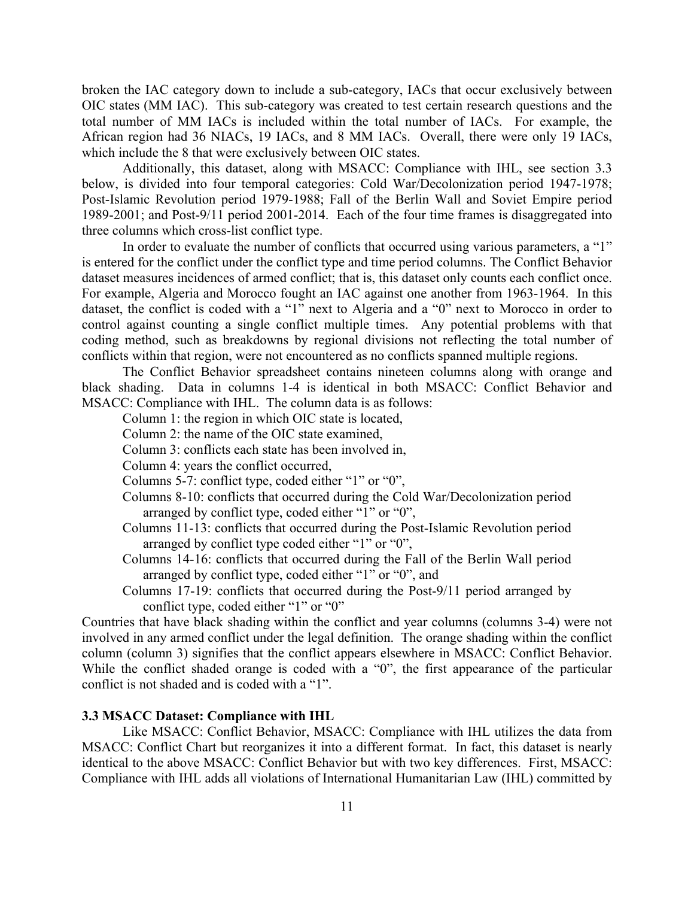broken the IAC category down to include a sub-category, IACs that occur exclusively between OIC states (MM IAC). This sub-category was created to test certain research questions and the total number of MM IACs is included within the total number of IACs. For example, the African region had 36 NIACs, 19 IACs, and 8 MM IACs. Overall, there were only 19 IACs, which include the 8 that were exclusively between OIC states.

Additionally, this dataset, along with MSACC: Compliance with IHL, see section 3.3 below, is divided into four temporal categories: Cold War/Decolonization period 1947-1978; Post-Islamic Revolution period 1979-1988; Fall of the Berlin Wall and Soviet Empire period 1989-2001; and Post-9/11 period 2001-2014. Each of the four time frames is disaggregated into three columns which cross-list conflict type.

In order to evaluate the number of conflicts that occurred using various parameters, a "1" is entered for the conflict under the conflict type and time period columns. The Conflict Behavior dataset measures incidences of armed conflict; that is, this dataset only counts each conflict once. For example, Algeria and Morocco fought an IAC against one another from 1963-1964. In this dataset, the conflict is coded with a "1" next to Algeria and a "0" next to Morocco in order to control against counting a single conflict multiple times. Any potential problems with that coding method, such as breakdowns by regional divisions not reflecting the total number of conflicts within that region, were not encountered as no conflicts spanned multiple regions.

The Conflict Behavior spreadsheet contains nineteen columns along with orange and black shading. Data in columns 1-4 is identical in both MSACC: Conflict Behavior and MSACC: Compliance with IHL. The column data is as follows:

- Column 1: the region in which OIC state is located,
- Column 2: the name of the OIC state examined,
- Column 3: conflicts each state has been involved in,
- Column 4: years the conflict occurred,
- Columns 5-7: conflict type, coded either "1" or "0",
- Columns 8-10: conflicts that occurred during the Cold War/Decolonization period arranged by conflict type, coded either "1" or "0",
- Columns 11-13: conflicts that occurred during the Post-Islamic Revolution period arranged by conflict type coded either "1" or "0",
- Columns 14-16: conflicts that occurred during the Fall of the Berlin Wall period arranged by conflict type, coded either "1" or "0", and
- Columns 17-19: conflicts that occurred during the Post-9/11 period arranged by conflict type, coded either "1" or "0"

Countries that have black shading within the conflict and year columns (columns 3-4) were not involved in any armed conflict under the legal definition. The orange shading within the conflict column (column 3) signifies that the conflict appears elsewhere in MSACC: Conflict Behavior. While the conflict shaded orange is coded with a "0", the first appearance of the particular conflict is not shaded and is coded with a "1".

### 3.3 MSACC Dataset: Compliance with IHL

Like MSACC: Conflict Behavior, MSACC: Compliance with IHL utilizes the data from MSACC: Conflict Chart but reorganizes it into a different format. In fact, this dataset is nearly identical to the above MSACC: Conflict Behavior but with two key differences. First, MSACC: Compliance with IHL adds all violations of International Humanitarian Law (IHL) committed by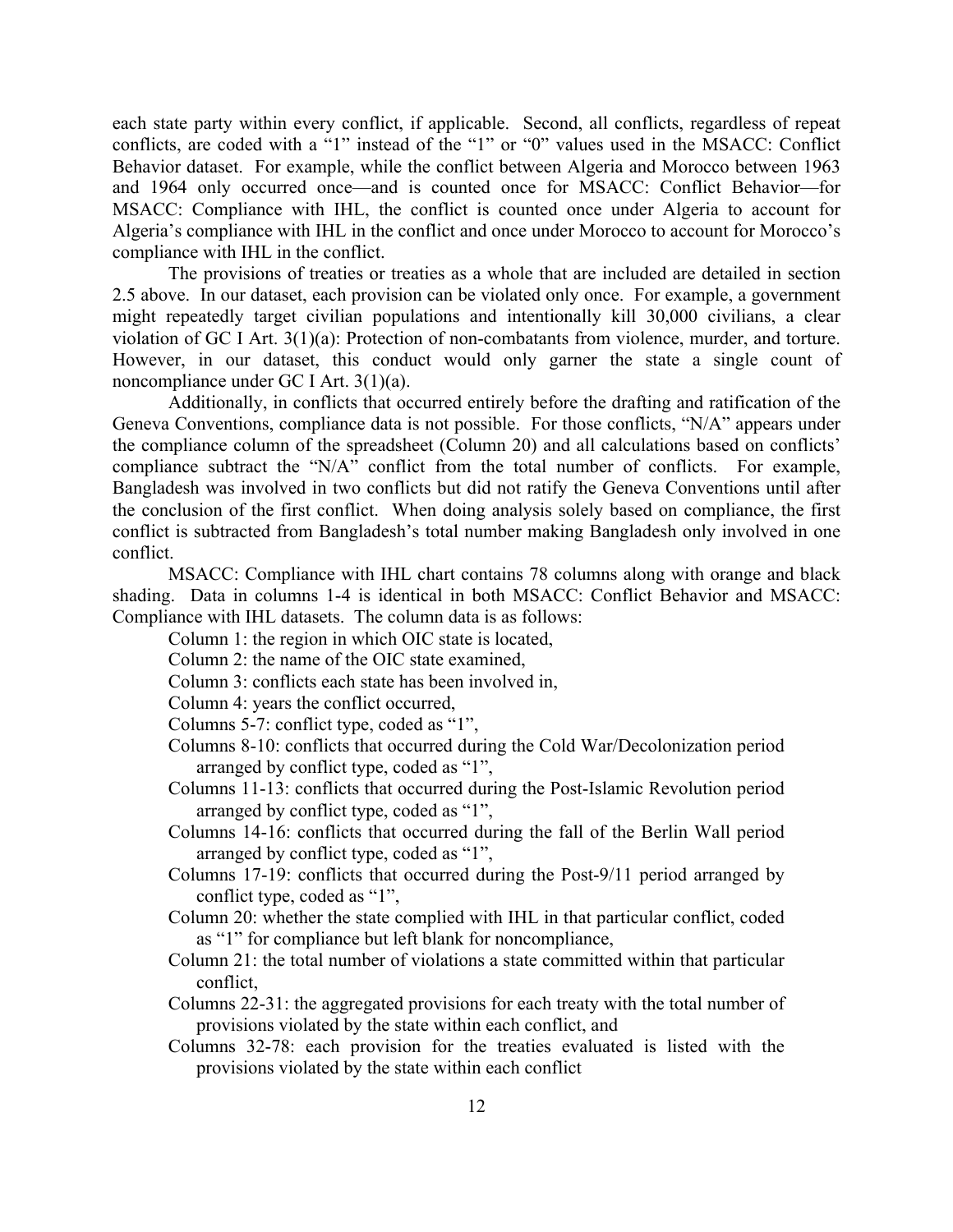each state party within every conflict, if applicable. Second, all conflicts, regardless of repeat conflicts, are coded with a "1" instead of the "1" or "0" values used in the MSACC: Conflict Behavior dataset. For example, while the conflict between Algeria and Morocco between 1963 and 1964 only occurred once—and is counted once for MSACC: Conflict Behavior—for MSACC: Compliance with IHL, the conflict is counted once under Algeria to account for Algeria's compliance with IHL in the conflict and once under Morocco to account for Morocco's compliance with IHL in the conflict.

The provisions of treaties or treaties as a whole that are included are detailed in section 2.5 above. In our dataset, each provision can be violated only once. For example, a government might repeatedly target civilian populations and intentionally kill 30,000 civilians, a clear violation of GC I Art. 3(1)(a): Protection of non-combatants from violence, murder, and torture. However, in our dataset, this conduct would only garner the state a single count of noncompliance under GC I Art. 3(1)(a).

Additionally, in conflicts that occurred entirely before the drafting and ratification of the Geneva Conventions, compliance data is not possible. For those conflicts, "N/A" appears under the compliance column of the spreadsheet (Column 20) and all calculations based on conflicts' compliance subtract the "N/A" conflict from the total number of conflicts. For example, Bangladesh was involved in two conflicts but did not ratify the Geneva Conventions until after the conclusion of the first conflict. When doing analysis solely based on compliance, the first conflict is subtracted from Bangladesh's total number making Bangladesh only involved in one conflict.

MSACC: Compliance with IHL chart contains 78 columns along with orange and black shading. Data in columns 1-4 is identical in both MSACC: Conflict Behavior and MSACC: Compliance with IHL datasets. The column data is as follows:

- Column 1: the region in which OIC state is located,
- Column 2: the name of the OIC state examined,
- Column 3: conflicts each state has been involved in,
- Column 4: years the conflict occurred,
- Columns 5-7: conflict type, coded as "1",
- Columns 8-10: conflicts that occurred during the Cold War/Decolonization period arranged by conflict type, coded as "1",
- Columns 11-13: conflicts that occurred during the Post-Islamic Revolution period arranged by conflict type, coded as "1",
- Columns 14-16: conflicts that occurred during the fall of the Berlin Wall period arranged by conflict type, coded as "1",
- Columns 17-19: conflicts that occurred during the Post-9/11 period arranged by conflict type, coded as "1",
- Column 20: whether the state complied with IHL in that particular conflict, coded as "1" for compliance but left blank for noncompliance,
- Column 21: the total number of violations a state committed within that particular conflict,
- Columns 22-31: the aggregated provisions for each treaty with the total number of provisions violated by the state within each conflict, and
- Columns 32-78: each provision for the treaties evaluated is listed with the provisions violated by the state within each conflict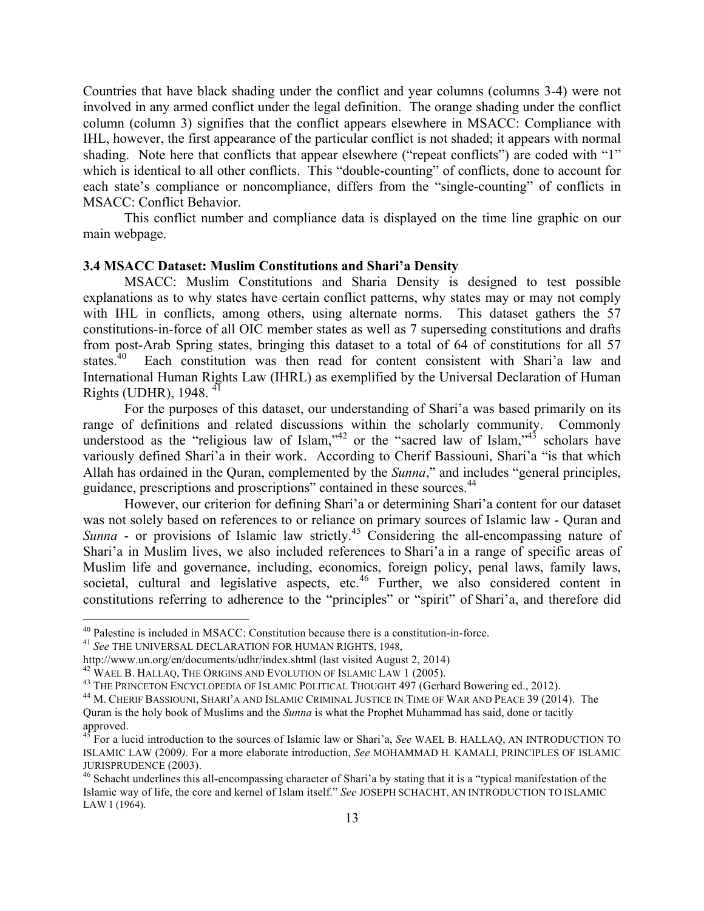Countries that have black shading under the conflict and year columns (columns 3-4) were not involved in any armed conflict under the legal definition. The orange shading under the conflict column (column 3) signifies that the conflict appears elsewhere in MSACC: Compliance with IHL, however, the first appearance of the particular conflict is not shaded; it appears with normal shading. Note here that conflicts that appear elsewhere ("repeat conflicts") are coded with "1" which is identical to all other conflicts. This "double-counting" of conflicts, done to account for each state's compliance or noncompliance, differs from the "single-counting" of conflicts in MSACC: Conflict Behavior.

This conflict number and compliance data is displayed on the time line graphic on our main webpage.

### 3.4 MSACC Dataset: Muslim Constitutions and Shari'a Density

MSACC: Muslim Constitutions and Sharia Density is designed to test possible explanations as to why states have certain conflict patterns, why states may or may not comply with IHL in conflicts, among others, using alternate norms. This dataset gathers the 57 constitutions-in-force of all OIC member states as well as 7 superseding constitutions and drafts from post-Arab Spring states, bringing this dataset to a total of 64 of constitutions for all 57 states.[40] Each constitution was then read for content consistent with Shari'a law and International Human Rights Law (IHRL) as exemplified by the Universal Declaration of Human Rights (UDHR), 1948. [41]

For the purposes of this dataset, our understanding of Shari'a was based primarily on its range of definitions and related discussions within the scholarly community. Commonly understood as the "religious law of Islam,"[42] or the "sacred law of Islam,"[43] scholars have variously defined Shari'a in their work. According to Cherif Bassiouni, Shari'a "is that which Allah has ordained in the Quran, complemented by the *Sunna*," and includes "general principles, guidance, prescriptions and proscriptions" contained in these sources.[44]

However, our criterion for defining Shari'a or determining Shari'a content for our dataset was not solely based on references to or reliance on primary sources of Islamic law - Quran and *Sunna* - or provisions of Islamic law strictly.[45] Considering the all-encompassing nature of Shari'a in Muslim lives, we also included references to Shari'a in a range of specific areas of Muslim life and governance, including, economics, foreign policy, penal laws, family laws, societal, cultural and legislative aspects, etc.[46] Further, we also considered content in constitutions referring to adherence to the "principles" or "spirit" of Shari'a, and therefore did

---

[40] Palestine is included in MSACC: Constitution because there is a constitution-in-force.

[41] *See* THE UNIVERSAL DECLARATION FOR HUMAN RIGHTS, 1948, http://www.un.org/en/documents/udhr/index.shtml (last visited August 2, 2014)

[42] WAEL B. HALLAQ, THE ORIGINS AND EVOLUTION OF ISLAMIC LAW 1 (2005).

[43] THE PRINCETON ENCYCLOPEDIA OF ISLAMIC POLITICAL THOUGHT 497 (Gerhard Bowering ed., 2012).

[44] M. CHERIF BASSIOUNI, SHARI'A AND ISLAMIC CRIMINAL JUSTICE IN TIME OF WAR AND PEACE 39 (2014). The Quran is the holy book of Muslims and the *Sunna* is what the Prophet Muhammad has said, done or tacitly approved.

[45] For a lucid introduction to the sources of Islamic law or Shari'a, *See* WAEL B. HALLAQ, AN INTRODUCTION TO ISLAMIC LAW (2009*)*. For a more elaborate introduction, *See* MOHAMMAD H. KAMALI, PRINCIPLES OF ISLAMIC JURISPRUDENCE (2003).

[46] Schacht underlines this all-encompassing character of Shari'a by stating that it is a "typical manifestation of the Islamic way of life, the core and kernel of Islam itself." *See* JOSEPH SCHACHT, AN INTRODUCTION TO ISLAMIC LAW 1 (1964).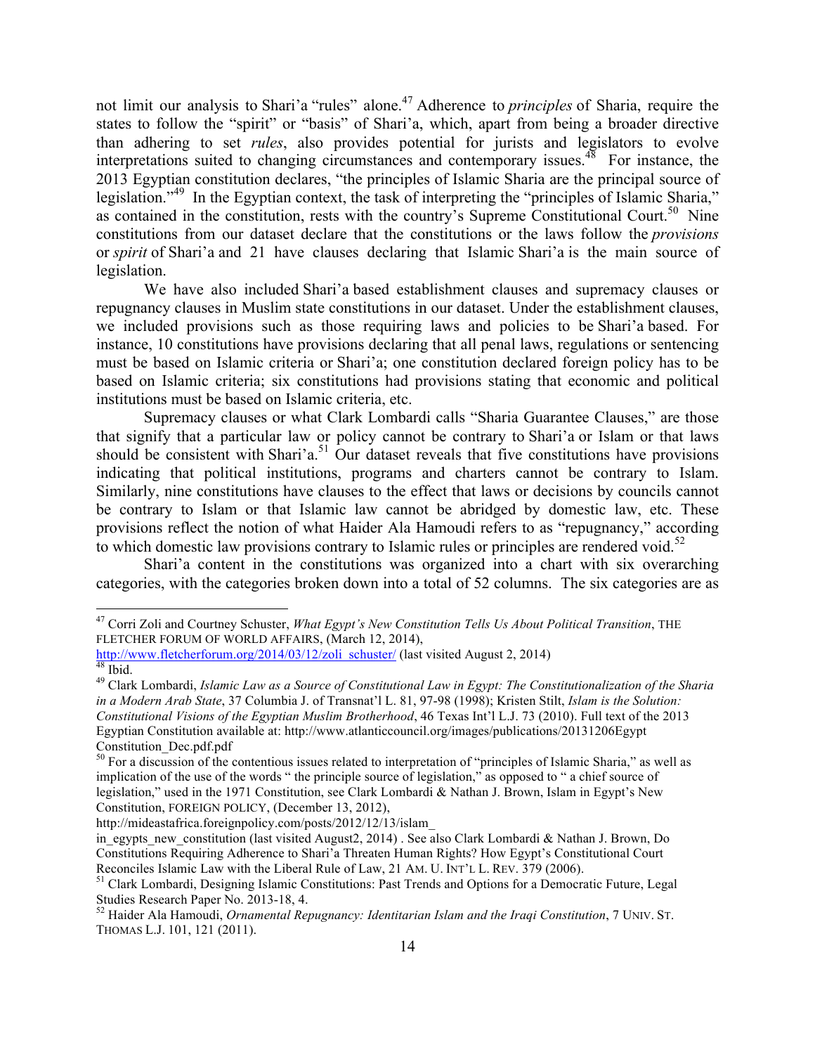not limit our analysis to Shari'a "rules" alone.[47] Adherence to *principles* of Sharia, require the states to follow the "spirit" or "basis" of Shari'a, which, apart from being a broader directive than adhering to set *rules*, also provides potential for jurists and legislators to evolve interpretations suited to changing circumstances and contemporary issues.[48] For instance, the 2013 Egyptian constitution declares, "the principles of Islamic Sharia are the principal source of legislation."[49] In the Egyptian context, the task of interpreting the "principles of Islamic Sharia," as contained in the constitution, rests with the country's Supreme Constitutional Court.[50] Nine constitutions from our dataset declare that the constitutions or the laws follow the *provisions* or *spirit* of Shari'a and 21 have clauses declaring that Islamic Shari'a is the main source of legislation.

We have also included Shari'a based establishment clauses and supremacy clauses or repugnancy clauses in Muslim state constitutions in our dataset. Under the establishment clauses, we included provisions such as those requiring laws and policies to be Shari'a based. For instance, 10 constitutions have provisions declaring that all penal laws, regulations or sentencing must be based on Islamic criteria or Shari'a; one constitution declared foreign policy has to be based on Islamic criteria; six constitutions had provisions stating that economic and political institutions must be based on Islamic criteria, etc.

Supremacy clauses or what Clark Lombardi calls "Sharia Guarantee Clauses," are those that signify that a particular law or policy cannot be contrary to Shari'a or Islam or that laws should be consistent with Shari'a.[51] Our dataset reveals that five constitutions have provisions indicating that political institutions, programs and charters cannot be contrary to Islam. Similarly, nine constitutions have clauses to the effect that laws or decisions by councils cannot be contrary to Islam or that Islamic law cannot be abridged by domestic law, etc. These provisions reflect the notion of what Haider Ala Hamoudi refers to as "repugnancy," according to which domestic law provisions contrary to Islamic rules or principles are rendered void.[52]

Shari'a content in the constitutions was organized into a chart with six overarching categories, with the categories broken down into a total of 52 columns. The six categories are as

---

[47] Corri Zoli and Courtney Schuster, *What Egypt's New Constitution Tells Us About Political Transition*, THE FLETCHER FORUM OF WORLD AFFAIRS, (March 12, 2014), http://www.fletcherforum.org/2014/03/12/zoli_schuster/ (last visited August 2, 2014)

[48] Ibid.

[49] Clark Lombardi, *Islamic Law as a Source of Constitutional Law in Egypt: The Constitutionalization of the Sharia in a Modern Arab State*, 37 Columbia J. of Transnat'l L. 81, 97-98 (1998); Kristen Stilt, *Islam is the Solution: Constitutional Visions of the Egyptian Muslim Brotherhood*, 46 Texas Int'l L.J. 73 (2010). Full text of the 2013 Egyptian Constitution available at: http://www.atlanticcouncil.org/images/publications/20131206Egypt Constitution_Dec.pdf.pdf

[50] For a discussion of the contentious issues related to interpretation of "principles of Islamic Sharia," as well as implication of the use of the words " the principle source of legislation," as opposed to " a chief source of legislation," used in the 1971 Constitution, see Clark Lombardi & Nathan J. Brown, Islam in Egypt's New Constitution, FOREIGN POLICY, (December 13, 2012), http://mideastafrica.foreignpolicy.com/posts/2012/12/13/islam_in_egypts_new_constitution (last visited August2, 2014) . See also Clark Lombardi & Nathan J. Brown, Do Constitutions Requiring Adherence to Shari'a Threaten Human Rights? How Egypt's Constitutional Court Reconciles Islamic Law with the Liberal Rule of Law, 21 AM. U. INT'L L. REV. 379 (2006).

[51] Clark Lombardi, Designing Islamic Constitutions: Past Trends and Options for a Democratic Future, Legal Studies Research Paper No. 2013-18, 4.

[52] Haider Ala Hamoudi, *Ornamental Repugnancy: Identitarian Islam and the Iraqi Constitution*, 7 UNIV. ST. THOMAS L.J. 101, 121 (2011).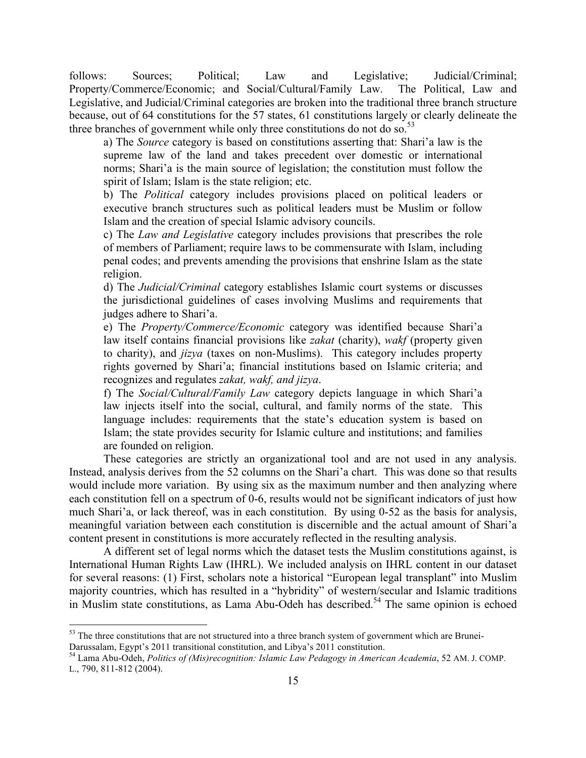follows: Sources; Political; Law and Legislative; Judicial/Criminal; Property/Commerce/Economic; and Social/Cultural/Family Law. The Political, Law and Legislative, and Judicial/Criminal categories are broken into the traditional three branch structure because, out of 64 constitutions for the 57 states, 61 constitutions largely or clearly delineate the three branches of government while only three constitutions do not do so.[53]

> a) The *Source* category is based on constitutions asserting that: Shari'a law is the supreme law of the land and takes precedent over domestic or international norms; Shari'a is the main source of legislation; the constitution must follow the spirit of Islam; Islam is the state religion; etc.
>
> b) The *Political* category includes provisions placed on political leaders or executive branch structures such as political leaders must be Muslim or follow Islam and the creation of special Islamic advisory councils.
>
> c) The *Law and Legislative* category includes provisions that prescribes the role of members of Parliament; require laws to be commensurate with Islam, including penal codes; and prevents amending the provisions that enshrine Islam as the state religion.
>
> d) The *Judicial/Criminal* category establishes Islamic court systems or discusses the jurisdictional guidelines of cases involving Muslims and requirements that judges adhere to Shari'a.
>
> e) The *Property/Commerce/Economic* category was identified because Shari'a law itself contains financial provisions like *zakat* (charity), *wakf* (property given to charity), and *jizya* (taxes on non-Muslims). This category includes property rights governed by Shari'a; financial institutions based on Islamic criteria; and recognizes and regulates *zakat, wakf, and jizya*.
>
> f) The *Social/Cultural/Family Law* category depicts language in which Shari'a law injects itself into the social, cultural, and family norms of the state. This language includes: requirements that the state's education system is based on Islam; the state provides security for Islamic culture and institutions; and families are founded on religion.

These categories are strictly an organizational tool and are not used in any analysis. Instead, analysis derives from the 52 columns on the Shari'a chart. This was done so that results would include more variation. By using six as the maximum number and then analyzing where each constitution fell on a spectrum of 0-6, results would not be significant indicators of just how much Shari'a, or lack thereof, was in each constitution. By using 0-52 as the basis for analysis, meaningful variation between each constitution is discernible and the actual amount of Shari'a content present in constitutions is more accurately reflected in the resulting analysis.

A different set of legal norms which the dataset tests the Muslim constitutions against, is International Human Rights Law (IHRL). We included analysis on IHRL content in our dataset for several reasons: (1) First, scholars note a historical "European legal transplant" into Muslim majority countries, which has resulted in a "hybridity" of western/secular and Islamic traditions in Muslim state constitutions, as Lama Abu-Odeh has described.[54] The same opinion is echoed

---

[53] The three constitutions that are not structured into a three branch system of government which are Brunei-Darussalam, Egypt's 2011 transitional constitution, and Libya's 2011 constitution.

[54] Lama Abu-Odeh, *Politics of (Mis)recognition: Islamic Law Pedagogy in American Academia*, 52 AM. J. COMP. L., 790, 811-812 (2004).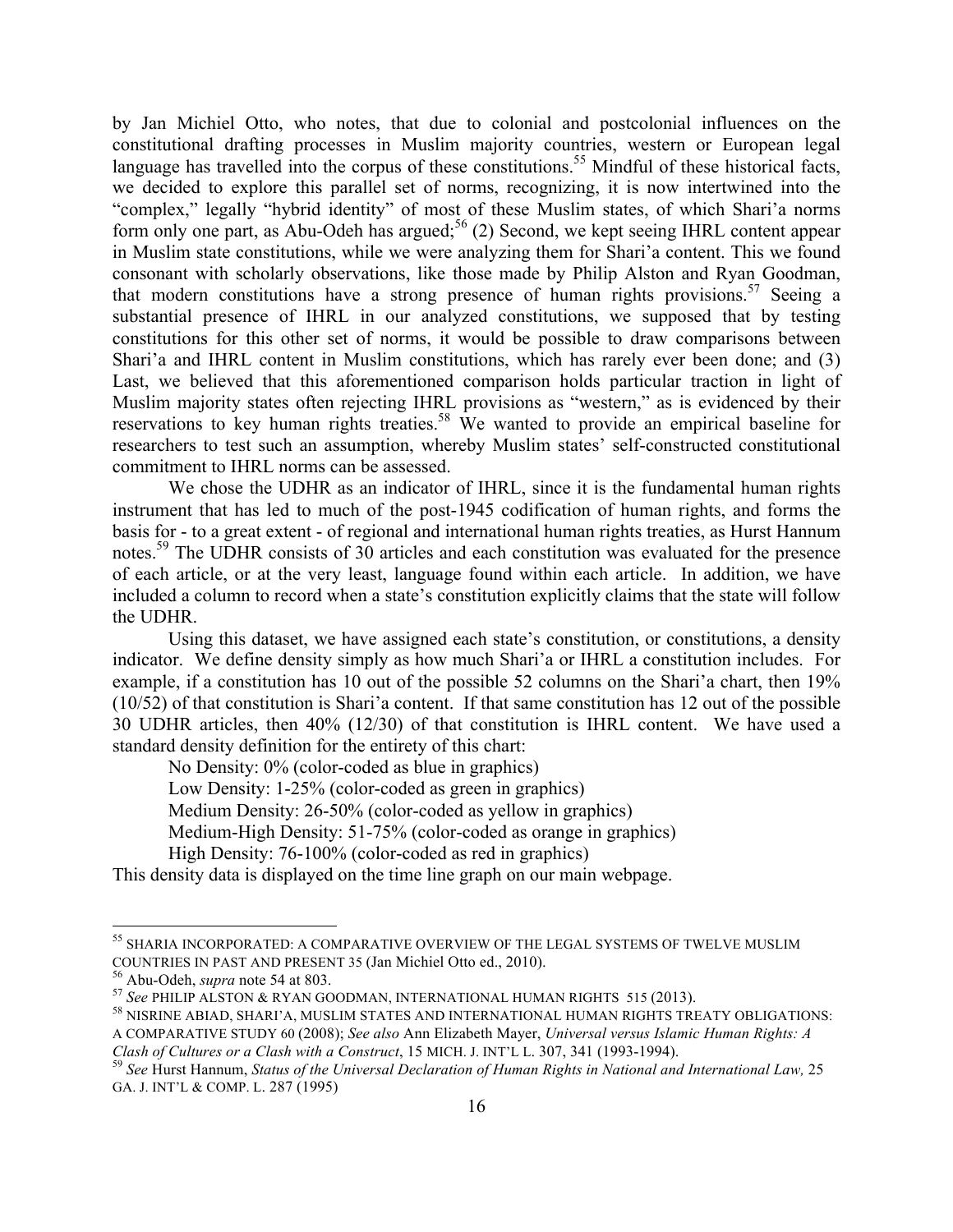by Jan Michiel Otto, who notes, that due to colonial and postcolonial influences on the constitutional drafting processes in Muslim majority countries, western or European legal language has travelled into the corpus of these constitutions.[55] Mindful of these historical facts, we decided to explore this parallel set of norms, recognizing, it is now intertwined into the "complex," legally "hybrid identity" of most of these Muslim states, of which Shari'a norms form only one part, as Abu-Odeh has argued;[56] (2) Second, we kept seeing IHRL content appear in Muslim state constitutions, while we were analyzing them for Shari'a content. This we found consonant with scholarly observations, like those made by Philip Alston and Ryan Goodman, that modern constitutions have a strong presence of human rights provisions.[57] Seeing a substantial presence of IHRL in our analyzed constitutions, we supposed that by testing constitutions for this other set of norms, it would be possible to draw comparisons between Shari'a and IHRL content in Muslim constitutions, which has rarely ever been done; and (3) Last, we believed that this aforementioned comparison holds particular traction in light of Muslim majority states often rejecting IHRL provisions as "western," as is evidenced by their reservations to key human rights treaties.[58] We wanted to provide an empirical baseline for researchers to test such an assumption, whereby Muslim states' self-constructed constitutional commitment to IHRL norms can be assessed.

We chose the UDHR as an indicator of IHRL, since it is the fundamental human rights instrument that has led to much of the post-1945 codification of human rights, and forms the basis for - to a great extent - of regional and international human rights treaties, as Hurst Hannum notes.[59] The UDHR consists of 30 articles and each constitution was evaluated for the presence of each article, or at the very least, language found within each article. In addition, we have included a column to record when a state's constitution explicitly claims that the state will follow the UDHR.

Using this dataset, we have assigned each state's constitution, or constitutions, a density indicator. We define density simply as how much Shari'a or IHRL a constitution includes. For example, if a constitution has 10 out of the possible 52 columns on the Shari'a chart, then 19% (10/52) of that constitution is Shari'a content. If that same constitution has 12 out of the possible 30 UDHR articles, then 40% (12/30) of that constitution is IHRL content. We have used a standard density definition for the entirety of this chart:

No Density: 0% (color-coded as blue in graphics)
Low Density: 1-25% (color-coded as green in graphics)
Medium Density: 26-50% (color-coded as yellow in graphics)
Medium-High Density: 51-75% (color-coded as orange in graphics)
High Density: 76-100% (color-coded as red in graphics)

This density data is displayed on the time line graph on our main webpage.

---

[55] SHARIA INCORPORATED: A COMPARATIVE OVERVIEW OF THE LEGAL SYSTEMS OF TWELVE MUSLIM COUNTRIES IN PAST AND PRESENT 35 (Jan Michiel Otto ed., 2010).

[56] Abu-Odeh, *supra* note 54 at 803.

[57] *See* PHILIP ALSTON & RYAN GOODMAN, INTERNATIONAL HUMAN RIGHTS 515 (2013).

[58] NISRINE ABIAD, SHARI'A, MUSLIM STATES AND INTERNATIONAL HUMAN RIGHTS TREATY OBLIGATIONS: A COMPARATIVE STUDY 60 (2008); *See also* Ann Elizabeth Mayer, *Universal versus Islamic Human Rights: A Clash of Cultures or a Clash with a Construct*, 15 MICH. J. INT'L L. 307, 341 (1993-1994).

[59] *See* Hurst Hannum, *Status of the Universal Declaration of Human Rights in National and International Law,* 25 GA. J. INT'L & COMP. L. 287 (1995)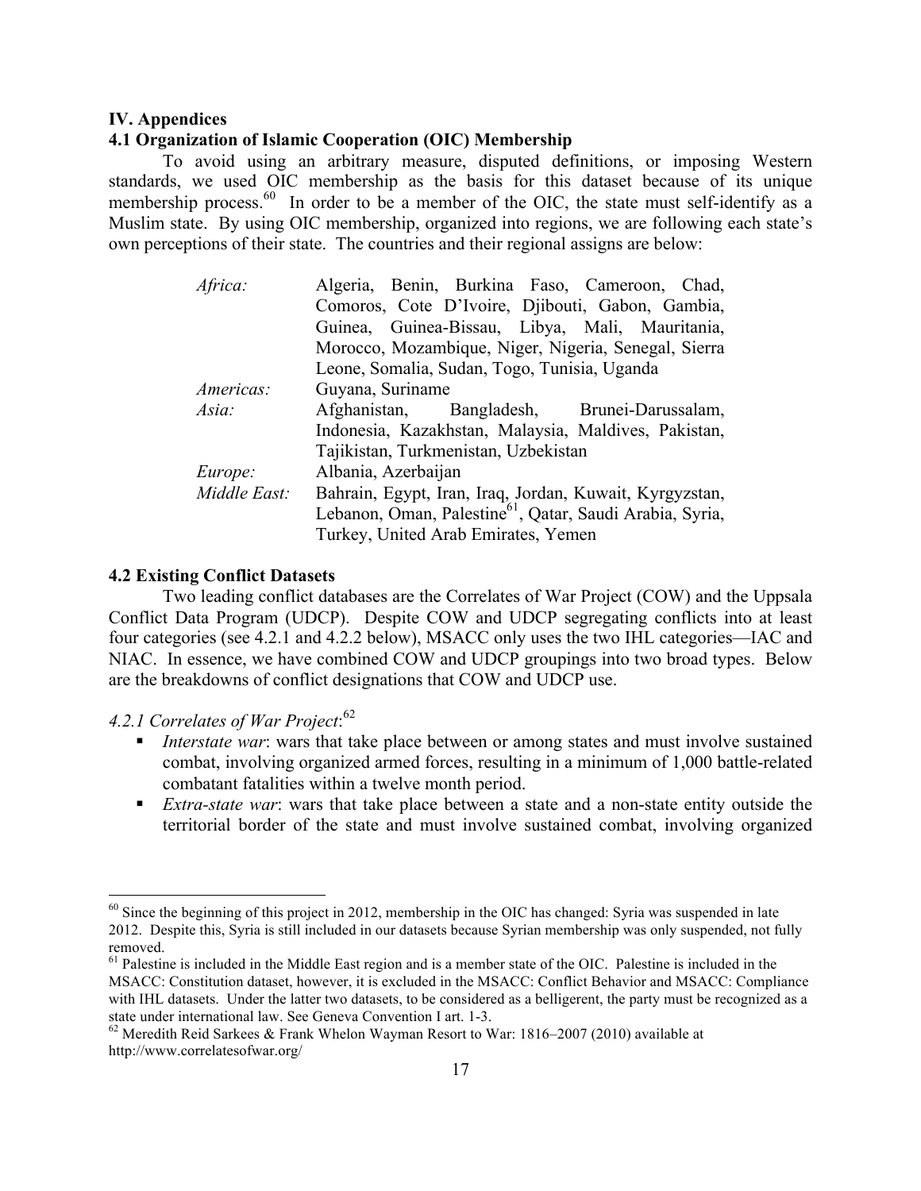## IV. Appendices

### 4.1 Organization of Islamic Cooperation (OIC) Membership

To avoid using an arbitrary measure, disputed definitions, or imposing Western standards, we used OIC membership as the basis for this dataset because of its unique membership process.[60] In order to be a member of the OIC, the state must self-identify as a Muslim state. By using OIC membership, organized into regions, we are following each state's own perceptions of their state. The countries and their regional assigns are below:

| | |
|---|---|
| *Africa:* | Algeria, Benin, Burkina Faso, Cameroon, Chad, Comoros, Cote D'Ivoire, Djibouti, Gabon, Gambia, Guinea, Guinea-Bissau, Libya, Mali, Mauritania, Morocco, Mozambique, Niger, Nigeria, Senegal, Sierra Leone, Somalia, Sudan, Togo, Tunisia, Uganda |
| *Americas:* | Guyana, Suriname |
| *Asia:* | Afghanistan, Bangladesh, Brunei-Darussalam, Indonesia, Kazakhstan, Malaysia, Maldives, Pakistan, Tajikistan, Turkmenistan, Uzbekistan |
| *Europe:* | Albania, Azerbaijan |
| *Middle East:* | Bahrain, Egypt, Iran, Iraq, Jordan, Kuwait, Kyrgyzstan, Lebanon, Oman, Palestine[61], Qatar, Saudi Arabia, Syria, Turkey, United Arab Emirates, Yemen |

### 4.2 Existing Conflict Datasets

Two leading conflict databases are the Correlates of War Project (COW) and the Uppsala Conflict Data Program (UDCP). Despite COW and UDCP segregating conflicts into at least four categories (see 4.2.1 and 4.2.2 below), MSACC only uses the two IHL categories—IAC and NIAC. In essence, we have combined COW and UDCP groupings into two broad types. Below are the breakdowns of conflict designations that COW and UDCP use.

#### *4.2.1 Correlates of War Project*:[62]

- *Interstate war*: wars that take place between or among states and must involve sustained combat, involving organized armed forces, resulting in a minimum of 1,000 battle-related combatant fatalities within a twelve month period.
- *Extra-state war*: wars that take place between a state and a non-state entity outside the territorial border of the state and must involve sustained combat, involving organized

---

[60] Since the beginning of this project in 2012, membership in the OIC has changed: Syria was suspended in late 2012. Despite this, Syria is still included in our datasets because Syrian membership was only suspended, not fully removed.

[61] Palestine is included in the Middle East region and is a member state of the OIC. Palestine is included in the MSACC: Constitution dataset, however, it is excluded in the MSACC: Conflict Behavior and MSACC: Compliance with IHL datasets. Under the latter two datasets, to be considered as a belligerent, the party must be recognized as a state under international law. See Geneva Convention I art. 1-3.

[62] Meredith Reid Sarkees & Frank Whelon Wayman Resort to War: 1816–2007 (2010) available at http://www.correlatesofwar.org/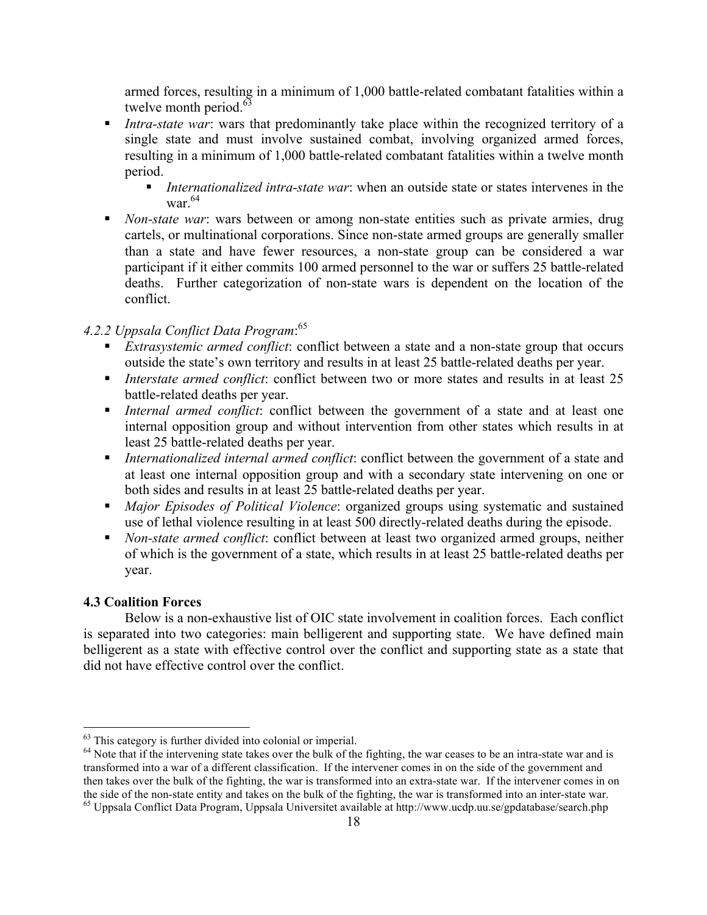armed forces, resulting in a minimum of 1,000 battle-related combatant fatalities within a twelve month period.[63]

- *Intra-state war*: wars that predominantly take place within the recognized territory of a single state and must involve sustained combat, involving organized armed forces, resulting in a minimum of 1,000 battle-related combatant fatalities within a twelve month period.
  - *Internationalized intra-state war*: when an outside state or states intervenes in the war.[64]
- *Non-state war*: wars between or among non-state entities such as private armies, drug cartels, or multinational corporations. Since non-state armed groups are generally smaller than a state and have fewer resources, a non-state group can be considered a war participant if it either commits 100 armed personnel to the war or suffers 25 battle-related deaths. Further categorization of non-state wars is dependent on the location of the conflict.

*4.2.2 Uppsala Conflict Data Program*:[65]

- *Extrasystemic armed conflict*: conflict between a state and a non-state group that occurs outside the state's own territory and results in at least 25 battle-related deaths per year.
- *Interstate armed conflict*: conflict between two or more states and results in at least 25 battle-related deaths per year.
- *Internal armed conflict*: conflict between the government of a state and at least one internal opposition group and without intervention from other states which results in at least 25 battle-related deaths per year.
- *Internationalized internal armed conflict*: conflict between the government of a state and at least one internal opposition group and with a secondary state intervening on one or both sides and results in at least 25 battle-related deaths per year.
- *Major Episodes of Political Violence*: organized groups using systematic and sustained use of lethal violence resulting in at least 500 directly-related deaths during the episode.
- *Non-state armed conflict*: conflict between at least two organized armed groups, neither of which is the government of a state, which results in at least 25 battle-related deaths per year.

### 4.3 Coalition Forces

Below is a non-exhaustive list of OIC state involvement in coalition forces. Each conflict is separated into two categories: main belligerent and supporting state. We have defined main belligerent as a state with effective control over the conflict and supporting state as a state that did not have effective control over the conflict.

---

[63] This category is further divided into colonial or imperial.

[64] Note that if the intervening state takes over the bulk of the fighting, the war ceases to be an intra-state war and is transformed into a war of a different classification. If the intervener comes in on the side of the government and then takes over the bulk of the fighting, the war is transformed into an extra-state war. If the intervener comes in on the side of the non-state entity and takes on the bulk of the fighting, the war is transformed into an inter-state war.

[65] Uppsala Conflict Data Program, Uppsala Universitet available at http://www.ucdp.uu.se/gpdatabase/search.php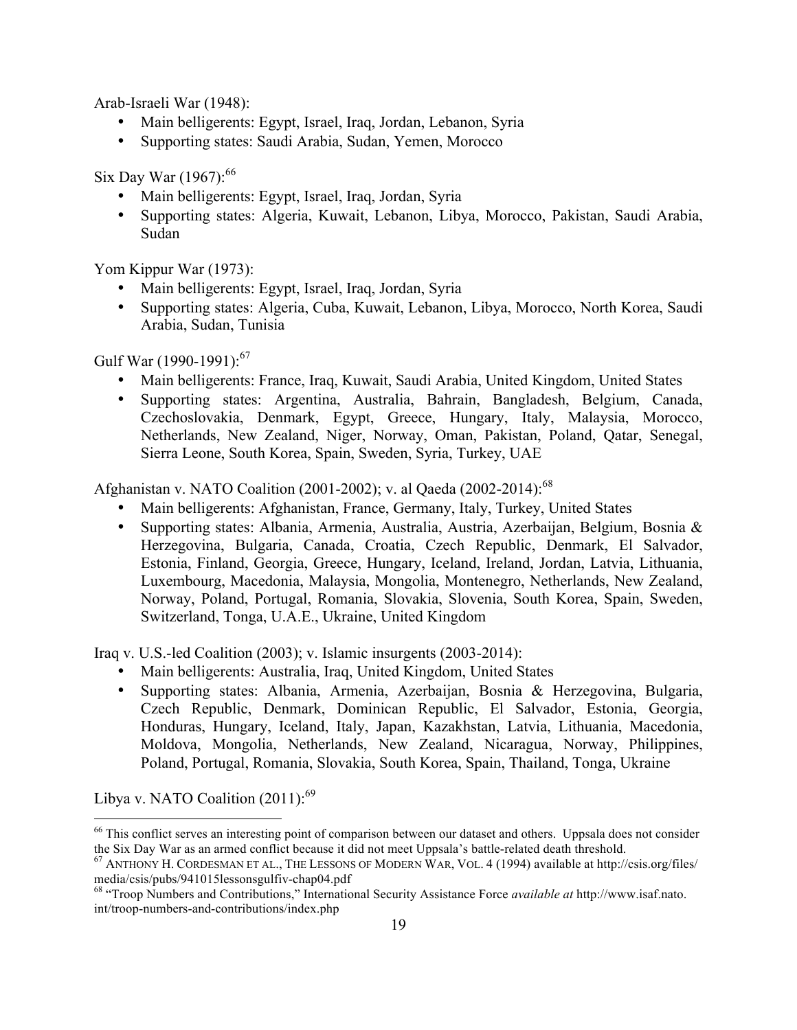Arab-Israeli War (1948):

- Main belligerents: Egypt, Israel, Iraq, Jordan, Lebanon, Syria
- Supporting states: Saudi Arabia, Sudan, Yemen, Morocco

Six Day War (1967):[66]

- Main belligerents: Egypt, Israel, Iraq, Jordan, Syria
- Supporting states: Algeria, Kuwait, Lebanon, Libya, Morocco, Pakistan, Saudi Arabia, Sudan

Yom Kippur War (1973):

- Main belligerents: Egypt, Israel, Iraq, Jordan, Syria
- Supporting states: Algeria, Cuba, Kuwait, Lebanon, Libya, Morocco, North Korea, Saudi Arabia, Sudan, Tunisia

Gulf War (1990-1991):[67]

- Main belligerents: France, Iraq, Kuwait, Saudi Arabia, United Kingdom, United States
- Supporting states: Argentina, Australia, Bahrain, Bangladesh, Belgium, Canada, Czechoslovakia, Denmark, Egypt, Greece, Hungary, Italy, Malaysia, Morocco, Netherlands, New Zealand, Niger, Norway, Oman, Pakistan, Poland, Qatar, Senegal, Sierra Leone, South Korea, Spain, Sweden, Syria, Turkey, UAE

Afghanistan v. NATO Coalition (2001-2002); v. al Qaeda (2002-2014):[68]

- Main belligerents: Afghanistan, France, Germany, Italy, Turkey, United States
- Supporting states: Albania, Armenia, Australia, Austria, Azerbaijan, Belgium, Bosnia & Herzegovina, Bulgaria, Canada, Croatia, Czech Republic, Denmark, El Salvador, Estonia, Finland, Georgia, Greece, Hungary, Iceland, Ireland, Jordan, Latvia, Lithuania, Luxembourg, Macedonia, Malaysia, Mongolia, Montenegro, Netherlands, New Zealand, Norway, Poland, Portugal, Romania, Slovakia, Slovenia, South Korea, Spain, Sweden, Switzerland, Tonga, U.A.E., Ukraine, United Kingdom

Iraq v. U.S.-led Coalition (2003); v. Islamic insurgents (2003-2014):

- Main belligerents: Australia, Iraq, United Kingdom, United States
- Supporting states: Albania, Armenia, Azerbaijan, Bosnia & Herzegovina, Bulgaria, Czech Republic, Denmark, Dominican Republic, El Salvador, Estonia, Georgia, Honduras, Hungary, Iceland, Italy, Japan, Kazakhstan, Latvia, Lithuania, Macedonia, Moldova, Mongolia, Netherlands, New Zealand, Nicaragua, Norway, Philippines, Poland, Portugal, Romania, Slovakia, South Korea, Spain, Thailand, Tonga, Ukraine

Libya v. NATO Coalition (2011):[69]

---

[66] This conflict serves an interesting point of comparison between our dataset and others. Uppsala does not consider the Six Day War as an armed conflict because it did not meet Uppsala's battle-related death threshold.

[67] ANTHONY H. CORDESMAN ET AL., THE LESSONS OF MODERN WAR, VOL. 4 (1994) available at http://csis.org/files/media/csis/pubs/941015lessonsgulfiv-chap04.pdf

[68] "Troop Numbers and Contributions," International Security Assistance Force *available at* http://www.isaf.nato.int/troop-numbers-and-contributions/index.php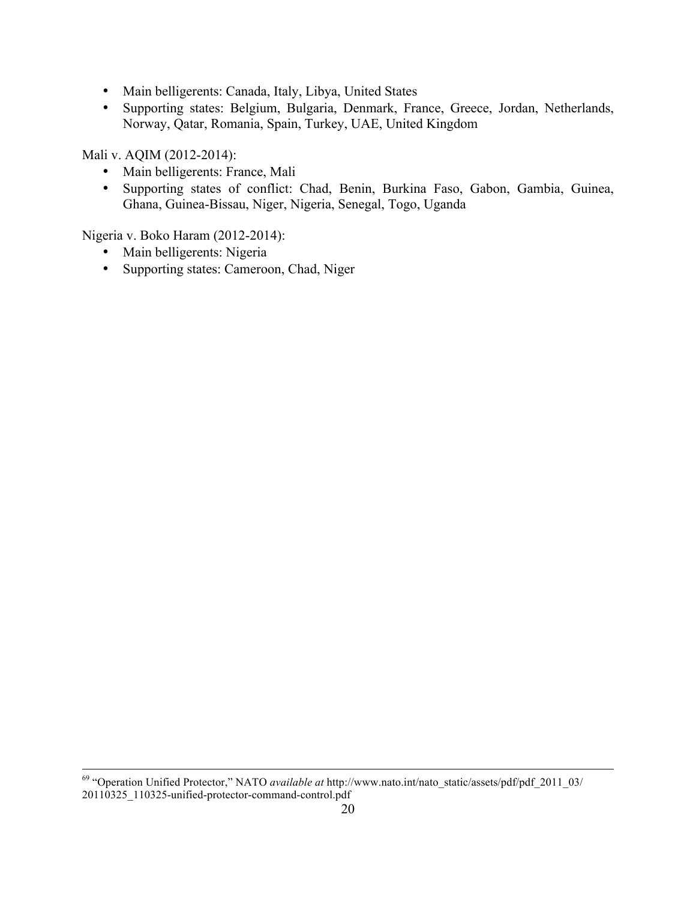- Main belligerents: Canada, Italy, Libya, United States
- Supporting states: Belgium, Bulgaria, Denmark, France, Greece, Jordan, Netherlands, Norway, Qatar, Romania, Spain, Turkey, UAE, United Kingdom

Mali v. AQIM (2012-2014):

- Main belligerents: France, Mali
- Supporting states of conflict: Chad, Benin, Burkina Faso, Gabon, Gambia, Guinea, Ghana, Guinea-Bissau, Niger, Nigeria, Senegal, Togo, Uganda

Nigeria v. Boko Haram (2012-2014):

- Main belligerents: Nigeria
- Supporting states: Cameroon, Chad, Niger

---

[69] "Operation Unified Protector," NATO *available at* http://www.nato.int/nato_static/assets/pdf/pdf_2011_03/20110325_110325-unified-protector-command-control.pdf